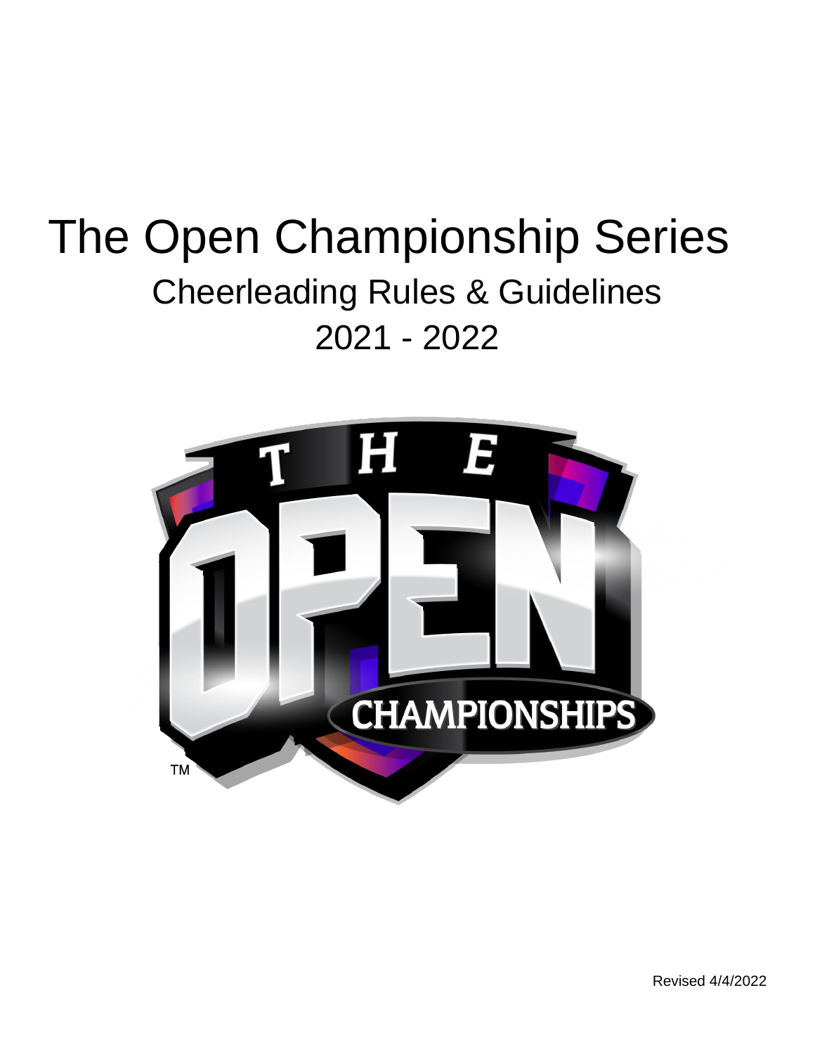# The Open Championship Series

## Cheerleading Rules & Guidelines

## 2021 - 2022

Revised 4/4/2022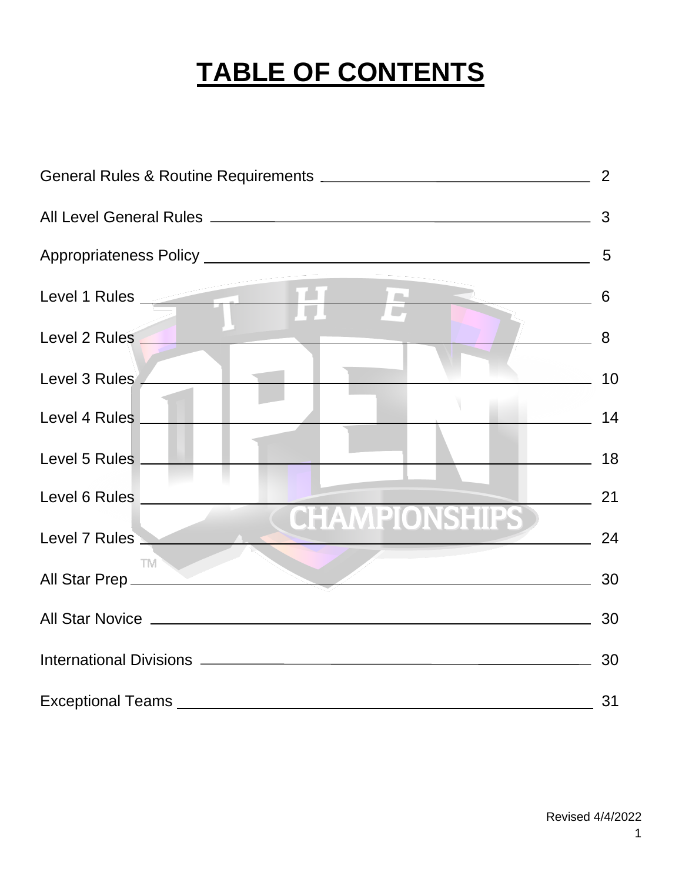# TABLE OF CONTENTS

| Section | Page |
|---|---|
| General Rules & Routine Requirements | 2 |
| All Level General Rules | 3 |
| Appropriateness Policy | 5 |
| Level 1 Rules | 6 |
| Level 2 Rules | 8 |
| Level 3 Rules | 10 |
| Level 4 Rules | 14 |
| Level 5 Rules | 18 |
| Level 6 Rules | 21 |
| Level 7 Rules | 24 |
| All Star Prep | 30 |
| All Star Novice | 30 |
| International Divisions | 30 |
| Exceptional Teams | 31 |

Revised 4/4/2022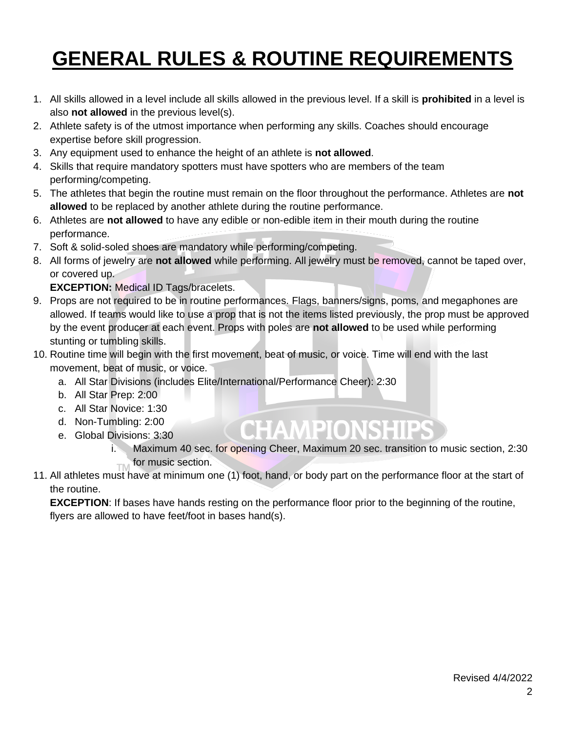# GENERAL RULES & ROUTINE REQUIREMENTS

1. All skills allowed in a level include all skills allowed in the previous level. If a skill is **prohibited** in a level is also **not allowed** in the previous level(s).
2. Athlete safety is of the utmost importance when performing any skills. Coaches should encourage expertise before skill progression.
3. Any equipment used to enhance the height of an athlete is **not allowed**.
4. Skills that require mandatory spotters must have spotters who are members of the team performing/competing.
5. The athletes that begin the routine must remain on the floor throughout the performance. Athletes are **not allowed** to be replaced by another athlete during the routine performance.
6. Athletes are **not allowed** to have any edible or non-edible item in their mouth during the routine performance.
7. Soft & solid-soled shoes are mandatory while performing/competing.
8. All forms of jewelry are **not allowed** while performing. All jewelry must be removed, cannot be taped over, or covered up.
   **EXCEPTION:** Medical ID Tags/bracelets.
9. Props are not required to be in routine performances. Flags, banners/signs, poms, and megaphones are allowed. If teams would like to use a prop that is not the items listed previously, the prop must be approved by the event producer at each event. Props with poles are **not allowed** to be used while performing stunting or tumbling skills.
10. Routine time will begin with the first movement, beat of music, or voice. Time will end with the last movement, beat of music, or voice.
    a. All Star Divisions (includes Elite/International/Performance Cheer): 2:30
    b. All Star Prep: 2:00
    c. All Star Novice: 1:30
    d. Non-Tumbling: 2:00
    e. Global Divisions: 3:30
       i. Maximum 40 sec. for opening Cheer, Maximum 20 sec. transition to music section, 2:30 for music section.
11. All athletes must have at minimum one (1) foot, hand, or body part on the performance floor at the start of the routine.
    **EXCEPTION**: If bases have hands resting on the performance floor prior to the beginning of the routine, flyers are allowed to have feet/foot in bases hand(s).

Revised 4/4/2022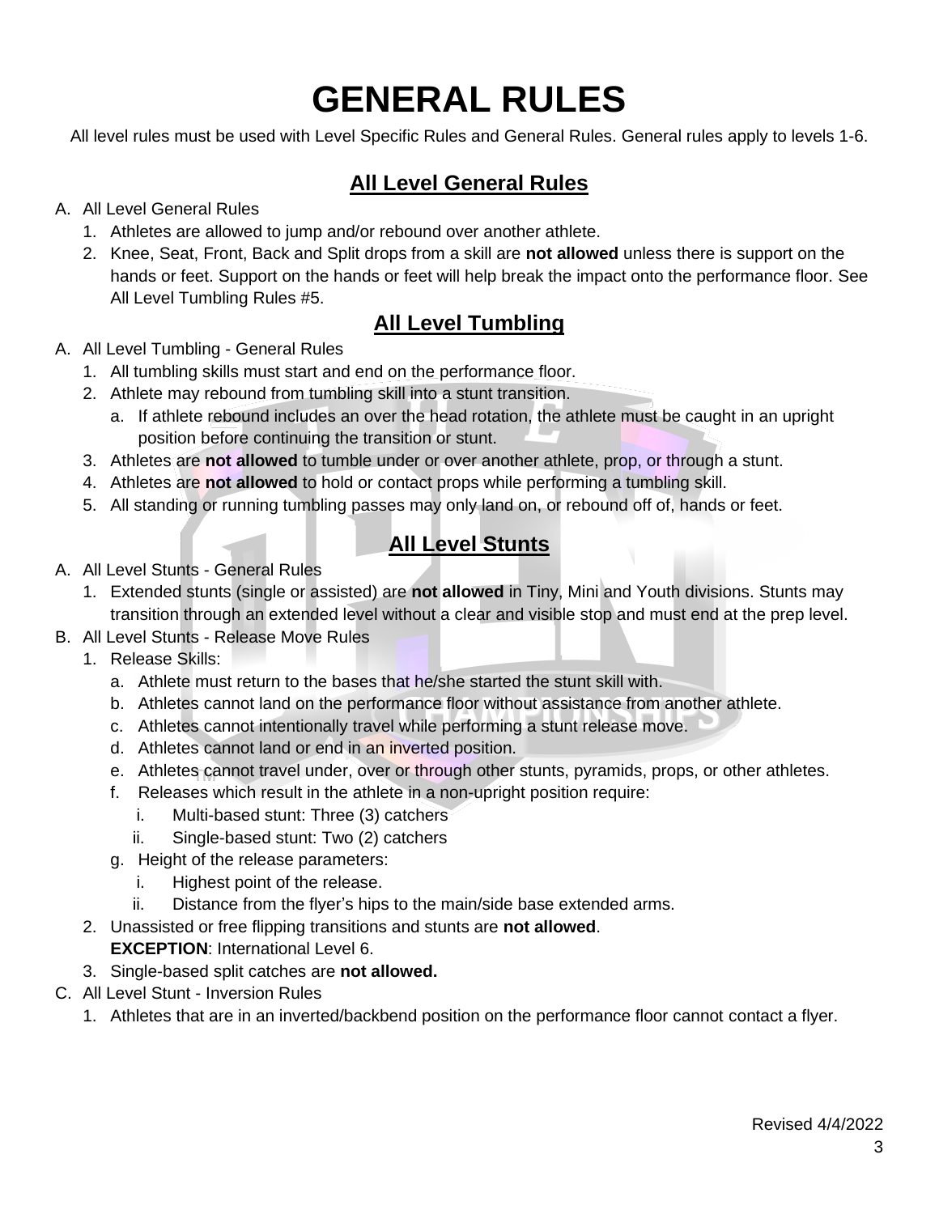# GENERAL RULES

All level rules must be used with Level Specific Rules and General Rules. General rules apply to levels 1-6.

## All Level General Rules

A. All Level General Rules
   1. Athletes are allowed to jump and/or rebound over another athlete.
   2. Knee, Seat, Front, Back and Split drops from a skill are **not allowed** unless there is support on the hands or feet. Support on the hands or feet will help break the impact onto the performance floor. See All Level Tumbling Rules #5.

## All Level Tumbling

A. All Level Tumbling - General Rules
   1. All tumbling skills must start and end on the performance floor.
   2. Athlete may rebound from tumbling skill into a stunt transition.
      a. If athlete rebound includes an over the head rotation, the athlete must be caught in an upright position before continuing the transition or stunt.
   3. Athletes are **not allowed** to tumble under or over another athlete, prop, or through a stunt.
   4. Athletes are **not allowed** to hold or contact props while performing a tumbling skill.
   5. All standing or running tumbling passes may only land on, or rebound off of, hands or feet.

## All Level Stunts

A. All Level Stunts - General Rules
   1. Extended stunts (single or assisted) are **not allowed** in Tiny, Mini and Youth divisions. Stunts may transition through an extended level without a clear and visible stop and must end at the prep level.

B. All Level Stunts - Release Move Rules
   1. Release Skills:
      a. Athlete must return to the bases that he/she started the stunt skill with.
      b. Athletes cannot land on the performance floor without assistance from another athlete.
      c. Athletes cannot intentionally travel while performing a stunt release move.
      d. Athletes cannot land or end in an inverted position.
      e. Athletes cannot travel under, over or through other stunts, pyramids, props, or other athletes.
      f. Releases which result in the athlete in a non-upright position require:
         i. Multi-based stunt: Three (3) catchers
         ii. Single-based stunt: Two (2) catchers
      g. Height of the release parameters:
         i. Highest point of the release.
         ii. Distance from the flyer's hips to the main/side base extended arms.
   2. Unassisted or free flipping transitions and stunts are **not allowed**.
      **EXCEPTION**: International Level 6.
   3. Single-based split catches are **not allowed.**

C. All Level Stunt - Inversion Rules
   1. Athletes that are in an inverted/backbend position on the performance floor cannot contact a flyer.

Revised 4/4/2022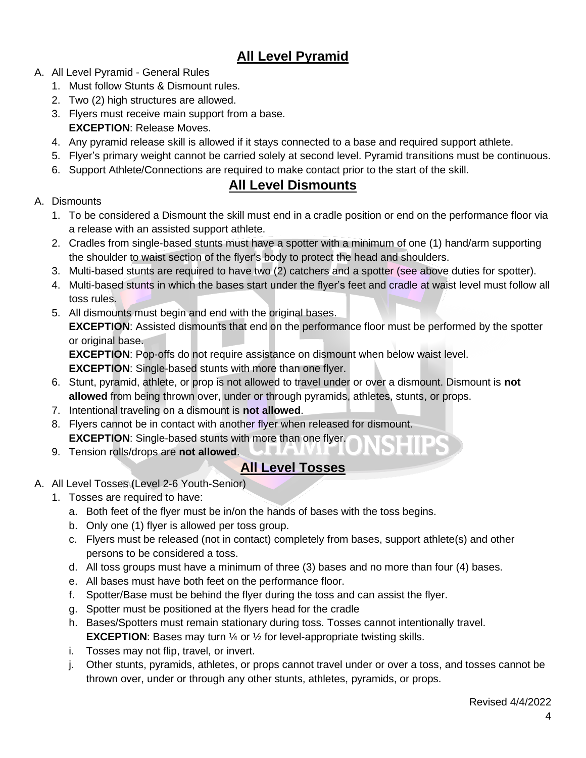## All Level Pyramid

A. All Level Pyramid - General Rules

1. Must follow Stunts & Dismount rules.
2. Two (2) high structures are allowed.
3. Flyers must receive main support from a base.
   **EXCEPTION**: Release Moves.
4. Any pyramid release skill is allowed if it stays connected to a base and required support athlete.
5. Flyer's primary weight cannot be carried solely at second level. Pyramid transitions must be continuous.
6. Support Athlete/Connections are required to make contact prior to the start of the skill.

## All Level Dismounts

A. Dismounts

1. To be considered a Dismount the skill must end in a cradle position or end on the performance floor via a release with an assisted support athlete.
2. Cradles from single-based stunts must have a spotter with a minimum of one (1) hand/arm supporting the shoulder to waist section of the flyer's body to protect the head and shoulders.
3. Multi-based stunts are required to have two (2) catchers and a spotter (see above duties for spotter).
4. Multi-based stunts in which the bases start under the flyer's feet and cradle at waist level must follow all toss rules.
5. All dismounts must begin and end with the original bases.
   **EXCEPTION**: Assisted dismounts that end on the performance floor must be performed by the spotter or original base.
   **EXCEPTION**: Pop-offs do not require assistance on dismount when below waist level.
   **EXCEPTION**: Single-based stunts with more than one flyer.
6. Stunt, pyramid, athlete, or prop is not allowed to travel under or over a dismount. Dismount is **not allowed** from being thrown over, under or through pyramids, athletes, stunts, or props.
7. Intentional traveling on a dismount is **not allowed**.
8. Flyers cannot be in contact with another flyer when released for dismount.
   **EXCEPTION**: Single-based stunts with more than one flyer.
9. Tension rolls/drops are **not allowed**.

## All Level Tosses

A. All Level Tosses (Level 2-6 Youth-Senior)

1. Tosses are required to have:
   a. Both feet of the flyer must be in/on the hands of bases with the toss begins.
   b. Only one (1) flyer is allowed per toss group.
   c. Flyers must be released (not in contact) completely from bases, support athlete(s) and other persons to be considered a toss.
   d. All toss groups must have a minimum of three (3) bases and no more than four (4) bases.
   e. All bases must have both feet on the performance floor.
   f. Spotter/Base must be behind the flyer during the toss and can assist the flyer.
   g. Spotter must be positioned at the flyers head for the cradle
   h. Bases/Spotters must remain stationary during toss. Tosses cannot intentionally travel.
      **EXCEPTION**: Bases may turn ¼ or ½ for level-appropriate twisting skills.
   i. Tosses may not flip, travel, or invert.
   j. Other stunts, pyramids, athletes, or props cannot travel under or over a toss, and tosses cannot be thrown over, under or through any other stunts, athletes, pyramids, or props.

Revised 4/4/2022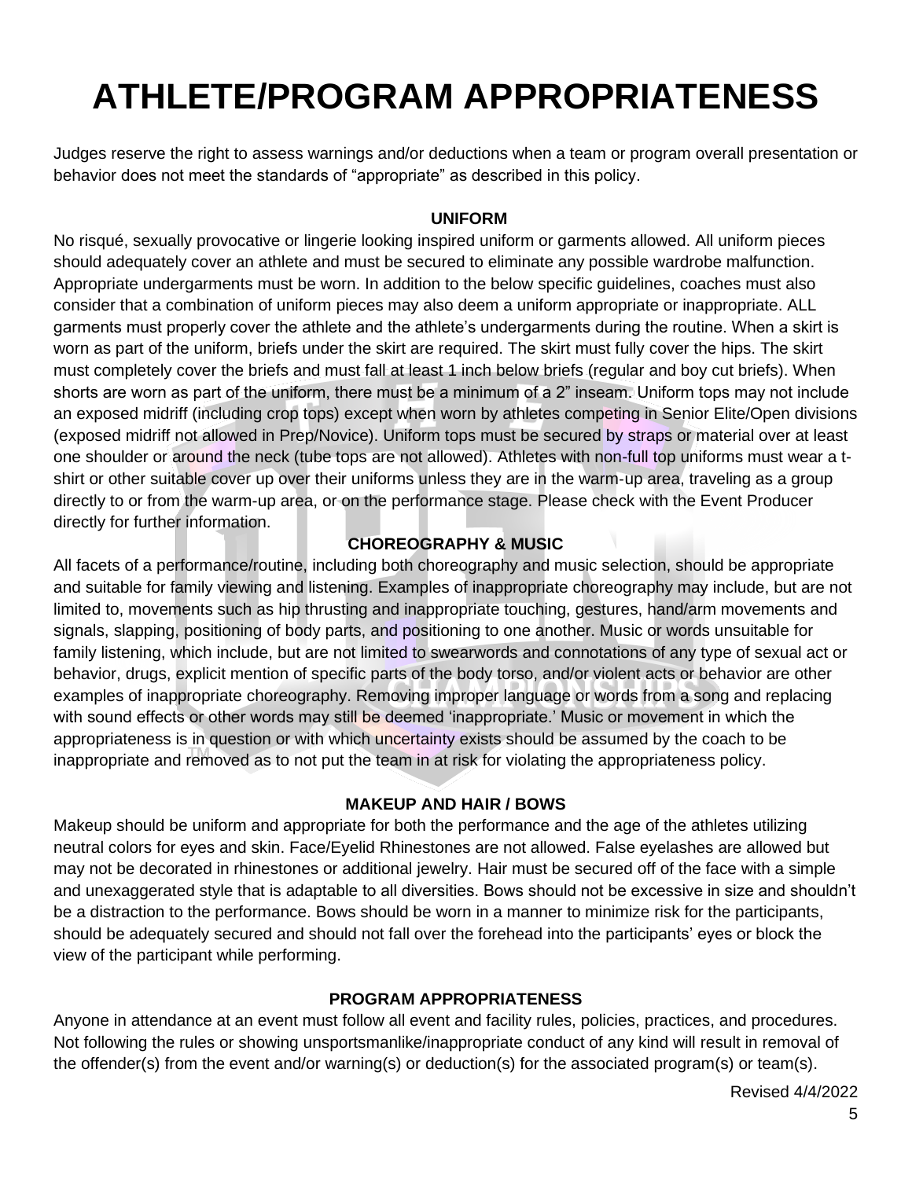# ATHLETE/PROGRAM APPROPRIATENESS

Judges reserve the right to assess warnings and/or deductions when a team or program overall presentation or behavior does not meet the standards of "appropriate" as described in this policy.

### UNIFORM

No risqué, sexually provocative or lingerie looking inspired uniform or garments allowed. All uniform pieces should adequately cover an athlete and must be secured to eliminate any possible wardrobe malfunction. Appropriate undergarments must be worn. In addition to the below specific guidelines, coaches must also consider that a combination of uniform pieces may also deem a uniform appropriate or inappropriate. ALL garments must properly cover the athlete and the athlete's undergarments during the routine. When a skirt is worn as part of the uniform, briefs under the skirt are required. The skirt must fully cover the hips. The skirt must completely cover the briefs and must fall at least 1 inch below briefs (regular and boy cut briefs). When shorts are worn as part of the uniform, there must be a minimum of a 2" inseam. Uniform tops may not include an exposed midriff (including crop tops) except when worn by athletes competing in Senior Elite/Open divisions (exposed midriff not allowed in Prep/Novice). Uniform tops must be secured by straps or material over at least one shoulder or around the neck (tube tops are not allowed). Athletes with non-full top uniforms must wear a t-shirt or other suitable cover up over their uniforms unless they are in the warm-up area, traveling as a group directly to or from the warm-up area, or on the performance stage. Please check with the Event Producer directly for further information.

### CHOREOGRAPHY & MUSIC

All facets of a performance/routine, including both choreography and music selection, should be appropriate and suitable for family viewing and listening. Examples of inappropriate choreography may include, but are not limited to, movements such as hip thrusting and inappropriate touching, gestures, hand/arm movements and signals, slapping, positioning of body parts, and positioning to one another. Music or words unsuitable for family listening, which include, but are not limited to swearwords and connotations of any type of sexual act or behavior, drugs, explicit mention of specific parts of the body torso, and/or violent acts or behavior are other examples of inappropriate choreography. Removing improper language or words from a song and replacing with sound effects or other words may still be deemed 'inappropriate.' Music or movement in which the appropriateness is in question or with which uncertainty exists should be assumed by the coach to be inappropriate and removed as to not put the team in at risk for violating the appropriateness policy.

### MAKEUP AND HAIR / BOWS

Makeup should be uniform and appropriate for both the performance and the age of the athletes utilizing neutral colors for eyes and skin. Face/Eyelid Rhinestones are not allowed. False eyelashes are allowed but may not be decorated in rhinestones or additional jewelry. Hair must be secured off of the face with a simple and unexaggerated style that is adaptable to all diversities. Bows should not be excessive in size and shouldn't be a distraction to the performance. Bows should be worn in a manner to minimize risk for the participants, should be adequately secured and should not fall over the forehead into the participants' eyes or block the view of the participant while performing.

### PROGRAM APPROPRIATENESS

Anyone in attendance at an event must follow all event and facility rules, policies, practices, and procedures. Not following the rules or showing unsportsmanlike/inappropriate conduct of any kind will result in removal of the offender(s) from the event and/or warning(s) or deduction(s) for the associated program(s) or team(s).

Revised 4/4/2022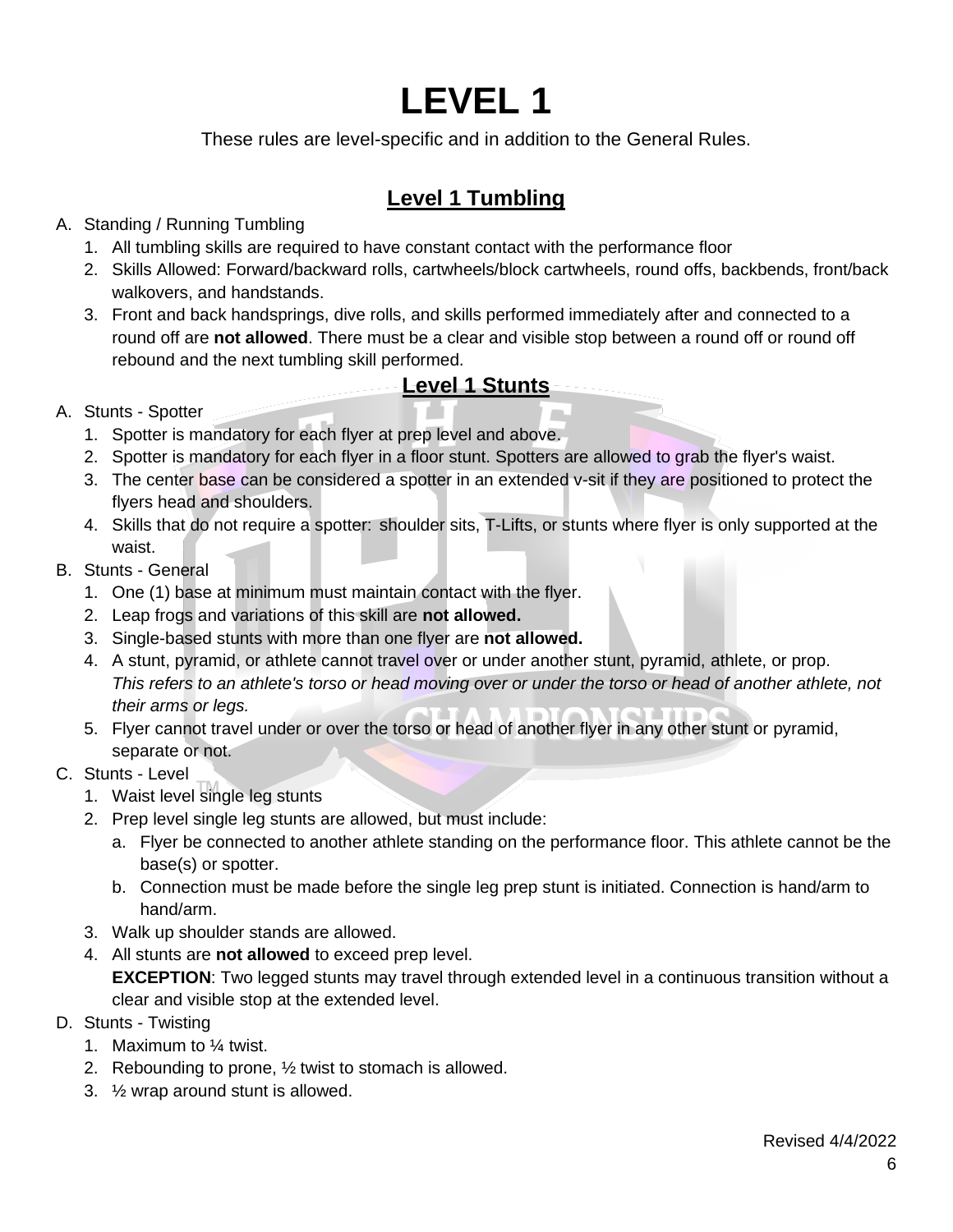# LEVEL 1

These rules are level-specific and in addition to the General Rules.

## Level 1 Tumbling

A. Standing / Running Tumbling
   1. All tumbling skills are required to have constant contact with the performance floor
   2. Skills Allowed: Forward/backward rolls, cartwheels/block cartwheels, round offs, backbends, front/back walkovers, and handstands.
   3. Front and back handsprings, dive rolls, and skills performed immediately after and connected to a round off are **not allowed**. There must be a clear and visible stop between a round off or round off rebound and the next tumbling skill performed.

## Level 1 Stunts

A. Stunts - Spotter
   1. Spotter is mandatory for each flyer at prep level and above.
   2. Spotter is mandatory for each flyer in a floor stunt. Spotters are allowed to grab the flyer's waist.
   3. The center base can be considered a spotter in an extended v-sit if they are positioned to protect the flyers head and shoulders.
   4. Skills that do not require a spotter: shoulder sits, T-Lifts, or stunts where flyer is only supported at the waist.

B. Stunts - General
   1. One (1) base at minimum must maintain contact with the flyer.
   2. Leap frogs and variations of this skill are **not allowed.**
   3. Single-based stunts with more than one flyer are **not allowed.**
   4. A stunt, pyramid, or athlete cannot travel over or under another stunt, pyramid, athlete, or prop. *This refers to an athlete's torso or head moving over or under the torso or head of another athlete, not their arms or legs.*
   5. Flyer cannot travel under or over the torso or head of another flyer in any other stunt or pyramid, separate or not.

C. Stunts - Level
   1. Waist level single leg stunts
   2. Prep level single leg stunts are allowed, but must include:
      a. Flyer be connected to another athlete standing on the performance floor. This athlete cannot be the base(s) or spotter.
      b. Connection must be made before the single leg prep stunt is initiated. Connection is hand/arm to hand/arm.
   3. Walk up shoulder stands are allowed.
   4. All stunts are **not allowed** to exceed prep level.
      **EXCEPTION**: Two legged stunts may travel through extended level in a continuous transition without a clear and visible stop at the extended level.

D. Stunts - Twisting
   1. Maximum to ¼ twist.
   2. Rebounding to prone, ½ twist to stomach is allowed.
   3. ½ wrap around stunt is allowed.

Revised 4/4/2022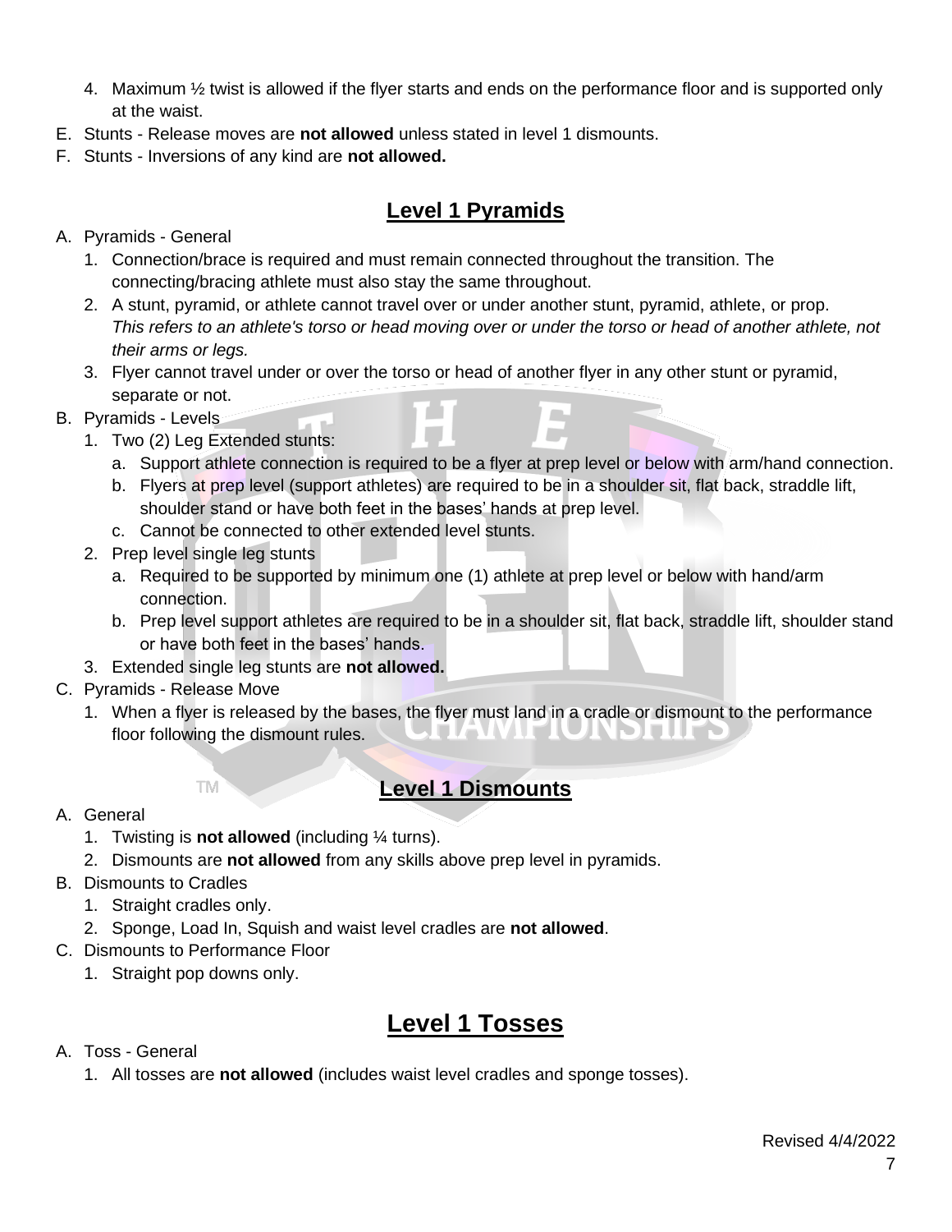4. Maximum ½ twist is allowed if the flyer starts and ends on the performance floor and is supported only at the waist.

E. Stunts - Release moves are **not allowed** unless stated in level 1 dismounts.

F. Stunts - Inversions of any kind are **not allowed.**

## Level 1 Pyramids

A. Pyramids - General

1. Connection/brace is required and must remain connected throughout the transition. The connecting/bracing athlete must also stay the same throughout.
2. A stunt, pyramid, or athlete cannot travel over or under another stunt, pyramid, athlete, or prop. *This refers to an athlete's torso or head moving over or under the torso or head of another athlete, not their arms or legs.*
3. Flyer cannot travel under or over the torso or head of another flyer in any other stunt or pyramid, separate or not.

B. Pyramids - Levels

1. Two (2) Leg Extended stunts:
   a. Support athlete connection is required to be a flyer at prep level or below with arm/hand connection.
   b. Flyers at prep level (support athletes) are required to be in a shoulder sit, flat back, straddle lift, shoulder stand or have both feet in the bases' hands at prep level.
   c. Cannot be connected to other extended level stunts.
2. Prep level single leg stunts
   a. Required to be supported by minimum one (1) athlete at prep level or below with hand/arm connection.
   b. Prep level support athletes are required to be in a shoulder sit, flat back, straddle lift, shoulder stand or have both feet in the bases' hands.
3. Extended single leg stunts are **not allowed.**

C. Pyramids - Release Move

1. When a flyer is released by the bases, the flyer must land in a cradle or dismount to the performance floor following the dismount rules.

## Level 1 Dismounts

A. General

1. Twisting is **not allowed** (including ¼ turns).
2. Dismounts are **not allowed** from any skills above prep level in pyramids.

B. Dismounts to Cradles

1. Straight cradles only.
2. Sponge, Load In, Squish and waist level cradles are **not allowed**.

C. Dismounts to Performance Floor

1. Straight pop downs only.

## Level 1 Tosses

A. Toss - General

1. All tosses are **not allowed** (includes waist level cradles and sponge tosses).

Revised 4/4/2022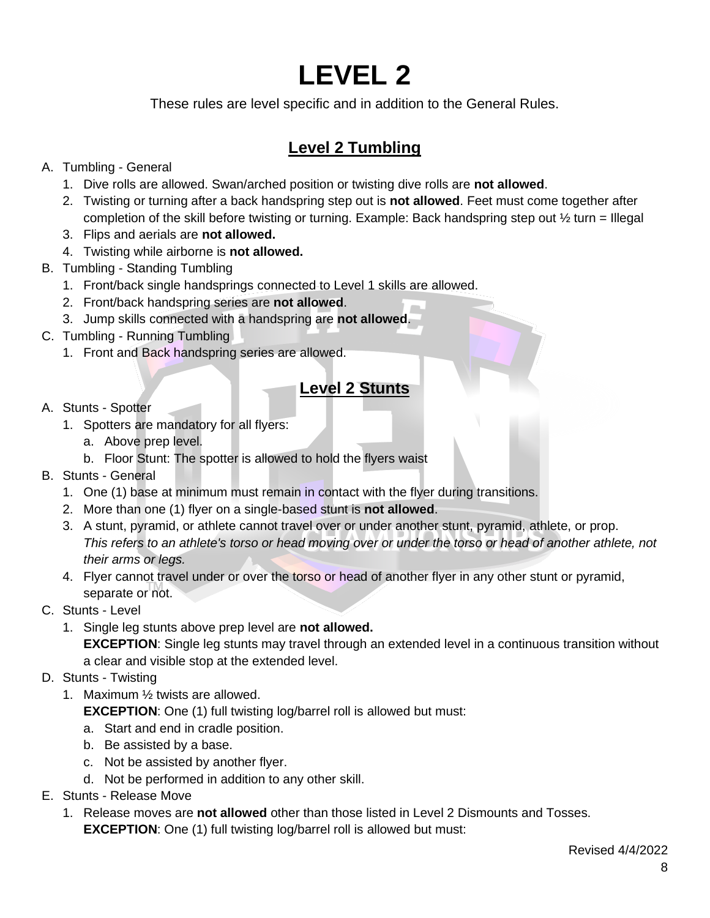# LEVEL 2

These rules are level specific and in addition to the General Rules.

## Level 2 Tumbling

A. Tumbling - General
   1. Dive rolls are allowed. Swan/arched position or twisting dive rolls are **not allowed**.
   2. Twisting or turning after a back handspring step out is **not allowed**. Feet must come together after completion of the skill before twisting or turning. Example: Back handspring step out ½ turn = Illegal
   3. Flips and aerials are **not allowed.**
   4. Twisting while airborne is **not allowed.**

B. Tumbling - Standing Tumbling
   1. Front/back single handsprings connected to Level 1 skills are allowed.
   2. Front/back handspring series are **not allowed**.
   3. Jump skills connected with a handspring are **not allowed**.

C. Tumbling - Running Tumbling
   1. Front and Back handspring series are allowed.

## Level 2 Stunts

A. Stunts - Spotter
   1. Spotters are mandatory for all flyers:
      a. Above prep level.
      b. Floor Stunt: The spotter is allowed to hold the flyers waist

B. Stunts - General
   1. One (1) base at minimum must remain in contact with the flyer during transitions.
   2. More than one (1) flyer on a single-based stunt is **not allowed**.
   3. A stunt, pyramid, or athlete cannot travel over or under another stunt, pyramid, athlete, or prop. *This refers to an athlete's torso or head moving over or under the torso or head of another athlete, not their arms or legs.*
   4. Flyer cannot travel under or over the torso or head of another flyer in any other stunt or pyramid, separate or not.

C. Stunts - Level
   1. Single leg stunts above prep level are **not allowed.**
      **EXCEPTION**: Single leg stunts may travel through an extended level in a continuous transition without a clear and visible stop at the extended level.

D. Stunts - Twisting
   1. Maximum ½ twists are allowed.
      **EXCEPTION**: One (1) full twisting log/barrel roll is allowed but must:
      a. Start and end in cradle position.
      b. Be assisted by a base.
      c. Not be assisted by another flyer.
      d. Not be performed in addition to any other skill.

E. Stunts - Release Move
   1. Release moves are **not allowed** other than those listed in Level 2 Dismounts and Tosses.
      **EXCEPTION**: One (1) full twisting log/barrel roll is allowed but must:

Revised 4/4/2022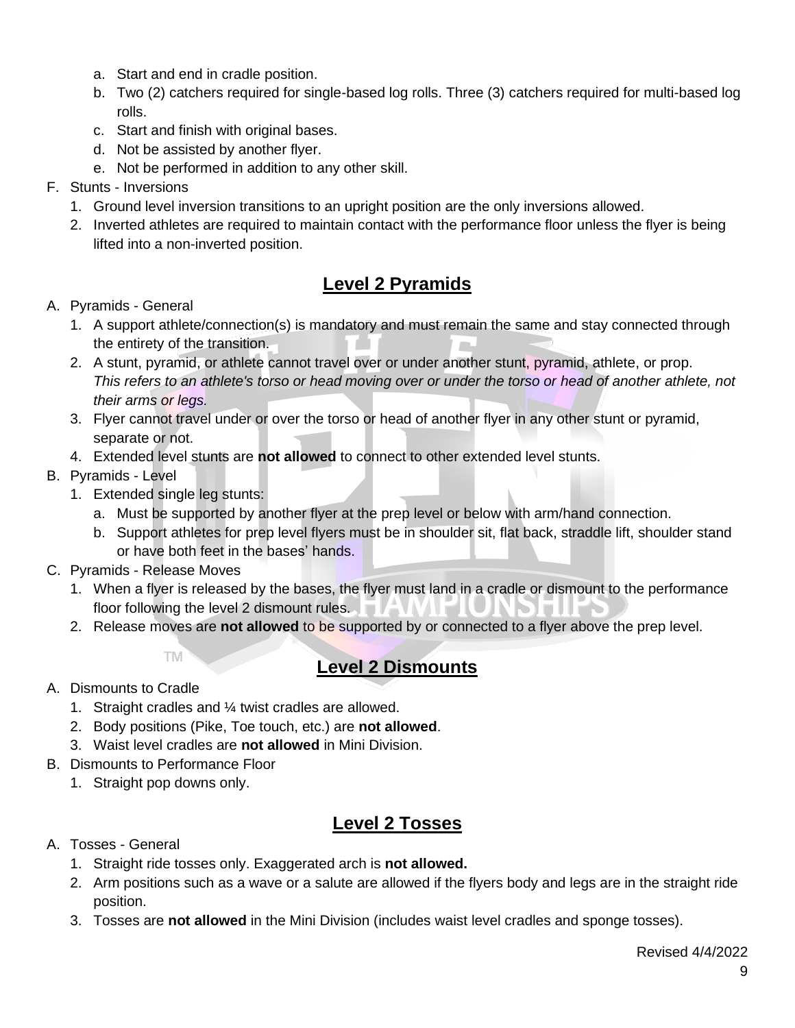a. Start and end in cradle position.
   b. Two (2) catchers required for single-based log rolls. Three (3) catchers required for multi-based log rolls.
   c. Start and finish with original bases.
   d. Not be assisted by another flyer.
   e. Not be performed in addition to any other skill.

F. Stunts - Inversions
   1. Ground level inversion transitions to an upright position are the only inversions allowed.
   2. Inverted athletes are required to maintain contact with the performance floor unless the flyer is being lifted into a non-inverted position.

## Level 2 Pyramids

A. Pyramids - General
   1. A support athlete/connection(s) is mandatory and must remain the same and stay connected through the entirety of the transition.
   2. A stunt, pyramid, or athlete cannot travel over or under another stunt, pyramid, athlete, or prop. *This refers to an athlete's torso or head moving over or under the torso or head of another athlete, not their arms or legs.*
   3. Flyer cannot travel under or over the torso or head of another flyer in any other stunt or pyramid, separate or not.
   4. Extended level stunts are **not allowed** to connect to other extended level stunts.

B. Pyramids - Level
   1. Extended single leg stunts:
      a. Must be supported by another flyer at the prep level or below with arm/hand connection.
      b. Support athletes for prep level flyers must be in shoulder sit, flat back, straddle lift, shoulder stand or have both feet in the bases' hands.

C. Pyramids - Release Moves
   1. When a flyer is released by the bases, the flyer must land in a cradle or dismount to the performance floor following the level 2 dismount rules.
   2. Release moves are **not allowed** to be supported by or connected to a flyer above the prep level.

## Level 2 Dismounts

A. Dismounts to Cradle
   1. Straight cradles and ¼ twist cradles are allowed.
   2. Body positions (Pike, Toe touch, etc.) are **not allowed**.
   3. Waist level cradles are **not allowed** in Mini Division.

B. Dismounts to Performance Floor
   1. Straight pop downs only.

## Level 2 Tosses

A. Tosses - General
   1. Straight ride tosses only. Exaggerated arch is **not allowed.**
   2. Arm positions such as a wave or a salute are allowed if the flyers body and legs are in the straight ride position.
   3. Tosses are **not allowed** in the Mini Division (includes waist level cradles and sponge tosses).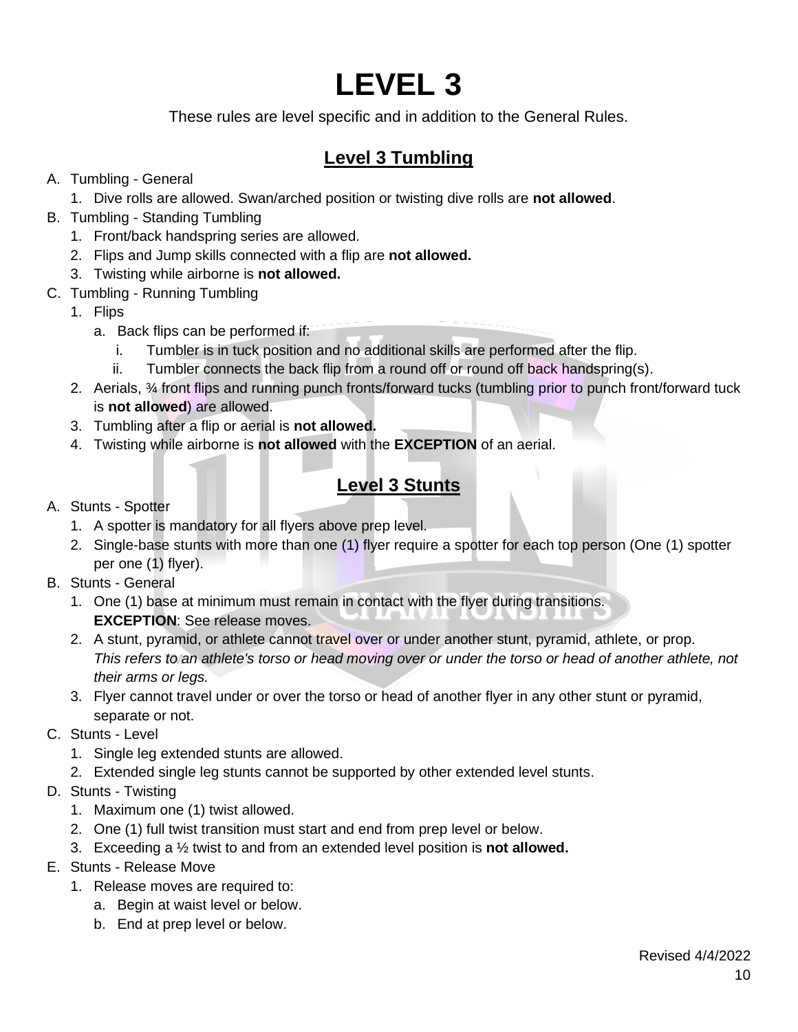# LEVEL 3

These rules are level specific and in addition to the General Rules.

## Level 3 Tumbling

A. Tumbling - General
   1. Dive rolls are allowed. Swan/arched position or twisting dive rolls are **not allowed**.

B. Tumbling - Standing Tumbling
   1. Front/back handspring series are allowed.
   2. Flips and Jump skills connected with a flip are **not allowed.**
   3. Twisting while airborne is **not allowed.**

C. Tumbling - Running Tumbling
   1. Flips
      a. Back flips can be performed if:
         i. Tumbler is in tuck position and no additional skills are performed after the flip.
         ii. Tumbler connects the back flip from a round off or round off back handspring(s).
   2. Aerials, ¾ front flips and running punch fronts/forward tucks (tumbling prior to punch front/forward tuck is **not allowed**) are allowed.
   3. Tumbling after a flip or aerial is **not allowed.**
   4. Twisting while airborne is **not allowed** with the **EXCEPTION** of an aerial.

## Level 3 Stunts

A. Stunts - Spotter
   1. A spotter is mandatory for all flyers above prep level.
   2. Single-base stunts with more than one (1) flyer require a spotter for each top person (One (1) spotter per one (1) flyer).

B. Stunts - General
   1. One (1) base at minimum must remain in contact with the flyer during transitions.
      **EXCEPTION**: See release moves.
   2. A stunt, pyramid, or athlete cannot travel over or under another stunt, pyramid, athlete, or prop.
      *This refers to an athlete's torso or head moving over or under the torso or head of another athlete, not their arms or legs.*
   3. Flyer cannot travel under or over the torso or head of another flyer in any other stunt or pyramid, separate or not.

C. Stunts - Level
   1. Single leg extended stunts are allowed.
   2. Extended single leg stunts cannot be supported by other extended level stunts.

D. Stunts - Twisting
   1. Maximum one (1) twist allowed.
   2. One (1) full twist transition must start and end from prep level or below.
   3. Exceeding a ½ twist to and from an extended level position is **not allowed.**

E. Stunts - Release Move
   1. Release moves are required to:
      a. Begin at waist level or below.
      b. End at prep level or below.

Revised 4/4/2022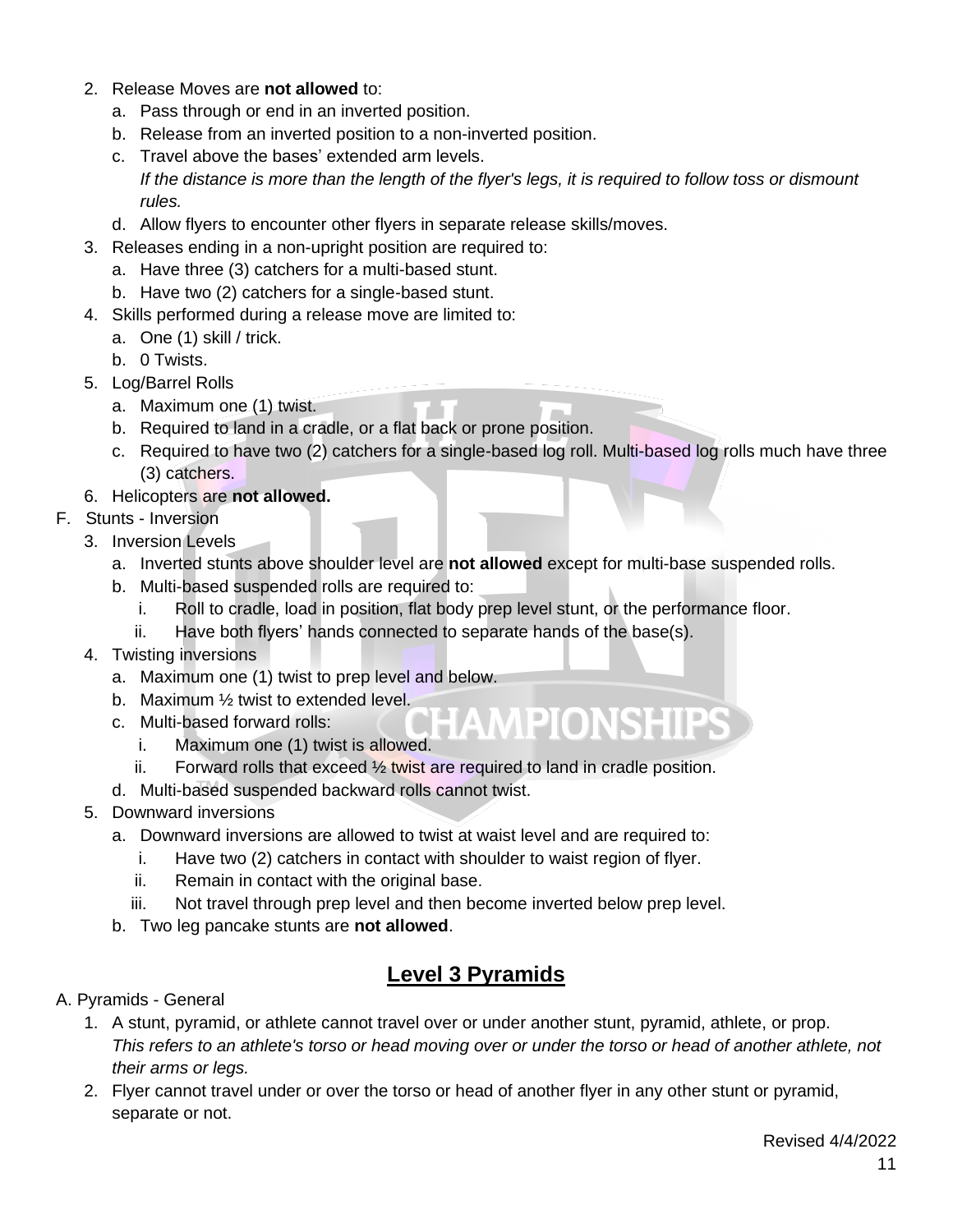2. Release Moves are **not allowed** to:
   a. Pass through or end in an inverted position.
   b. Release from an inverted position to a non-inverted position.
   c. Travel above the bases' extended arm levels.
   *If the distance is more than the length of the flyer's legs, it is required to follow toss or dismount rules.*
   d. Allow flyers to encounter other flyers in separate release skills/moves.
3. Releases ending in a non-upright position are required to:
   a. Have three (3) catchers for a multi-based stunt.
   b. Have two (2) catchers for a single-based stunt.
4. Skills performed during a release move are limited to:
   a. One (1) skill / trick.
   b. 0 Twists.
5. Log/Barrel Rolls
   a. Maximum one (1) twist.
   b. Required to land in a cradle, or a flat back or prone position.
   c. Required to have two (2) catchers for a single-based log roll. Multi-based log rolls much have three (3) catchers.
6. Helicopters are **not allowed.**

F. Stunts - Inversion

3. Inversion Levels
   a. Inverted stunts above shoulder level are **not allowed** except for multi-base suspended rolls.
   b. Multi-based suspended rolls are required to:
      i. Roll to cradle, load in position, flat body prep level stunt, or the performance floor.
      ii. Have both flyers' hands connected to separate hands of the base(s).
4. Twisting inversions
   a. Maximum one (1) twist to prep level and below.
   b. Maximum ½ twist to extended level.
   c. Multi-based forward rolls:
      i. Maximum one (1) twist is allowed.
      ii. Forward rolls that exceed ½ twist are required to land in cradle position.
   d. Multi-based suspended backward rolls cannot twist.
5. Downward inversions
   a. Downward inversions are allowed to twist at waist level and are required to:
      i. Have two (2) catchers in contact with shoulder to waist region of flyer.
      ii. Remain in contact with the original base.
      iii. Not travel through prep level and then become inverted below prep level.
   b. Two leg pancake stunts are **not allowed**.

## Level 3 Pyramids

A. Pyramids - General

1. A stunt, pyramid, or athlete cannot travel over or under another stunt, pyramid, athlete, or prop.
   *This refers to an athlete's torso or head moving over or under the torso or head of another athlete, not their arms or legs.*
2. Flyer cannot travel under or over the torso or head of another flyer in any other stunt or pyramid, separate or not.

Revised 4/4/2022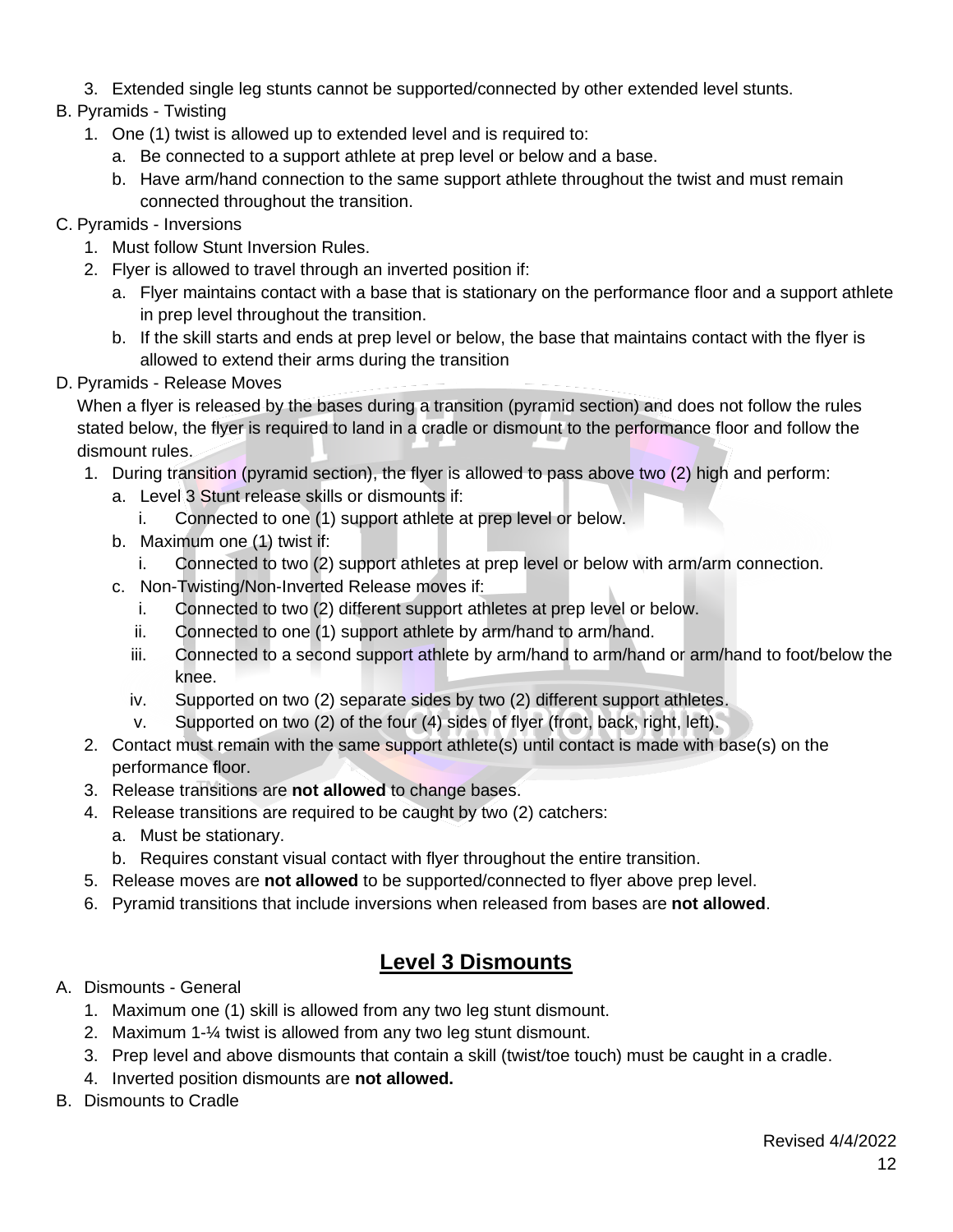3. Extended single leg stunts cannot be supported/connected by other extended level stunts.

B. Pyramids - Twisting
   1. One (1) twist is allowed up to extended level and is required to:
      a. Be connected to a support athlete at prep level or below and a base.
      b. Have arm/hand connection to the same support athlete throughout the twist and must remain connected throughout the transition.

C. Pyramids - Inversions
   1. Must follow Stunt Inversion Rules.
   2. Flyer is allowed to travel through an inverted position if:
      a. Flyer maintains contact with a base that is stationary on the performance floor and a support athlete in prep level throughout the transition.
      b. If the skill starts and ends at prep level or below, the base that maintains contact with the flyer is allowed to extend their arms during the transition

D. Pyramids - Release Moves

   When a flyer is released by the bases during a transition (pyramid section) and does not follow the rules stated below, the flyer is required to land in a cradle or dismount to the performance floor and follow the dismount rules.

   1. During transition (pyramid section), the flyer is allowed to pass above two (2) high and perform:
      a. Level 3 Stunt release skills or dismounts if:
         i. Connected to one (1) support athlete at prep level or below.
      b. Maximum one (1) twist if:
         i. Connected to two (2) support athletes at prep level or below with arm/arm connection.
      c. Non-Twisting/Non-Inverted Release moves if:
         i. Connected to two (2) different support athletes at prep level or below.
         ii. Connected to one (1) support athlete by arm/hand to arm/hand.
         iii. Connected to a second support athlete by arm/hand to arm/hand or arm/hand to foot/below the knee.
         iv. Supported on two (2) separate sides by two (2) different support athletes.
         v. Supported on two (2) of the four (4) sides of flyer (front, back, right, left).
   2. Contact must remain with the same support athlete(s) until contact is made with base(s) on the performance floor.
   3. Release transitions are **not allowed** to change bases.
   4. Release transitions are required to be caught by two (2) catchers:
      a. Must be stationary.
      b. Requires constant visual contact with flyer throughout the entire transition.
   5. Release moves are **not allowed** to be supported/connected to flyer above prep level.
   6. Pyramid transitions that include inversions when released from bases are **not allowed**.

## Level 3 Dismounts

A. Dismounts - General
   1. Maximum one (1) skill is allowed from any two leg stunt dismount.
   2. Maximum 1-¼ twist is allowed from any two leg stunt dismount.
   3. Prep level and above dismounts that contain a skill (twist/toe touch) must be caught in a cradle.
   4. Inverted position dismounts are **not allowed.**

B. Dismounts to Cradle

Revised 4/4/2022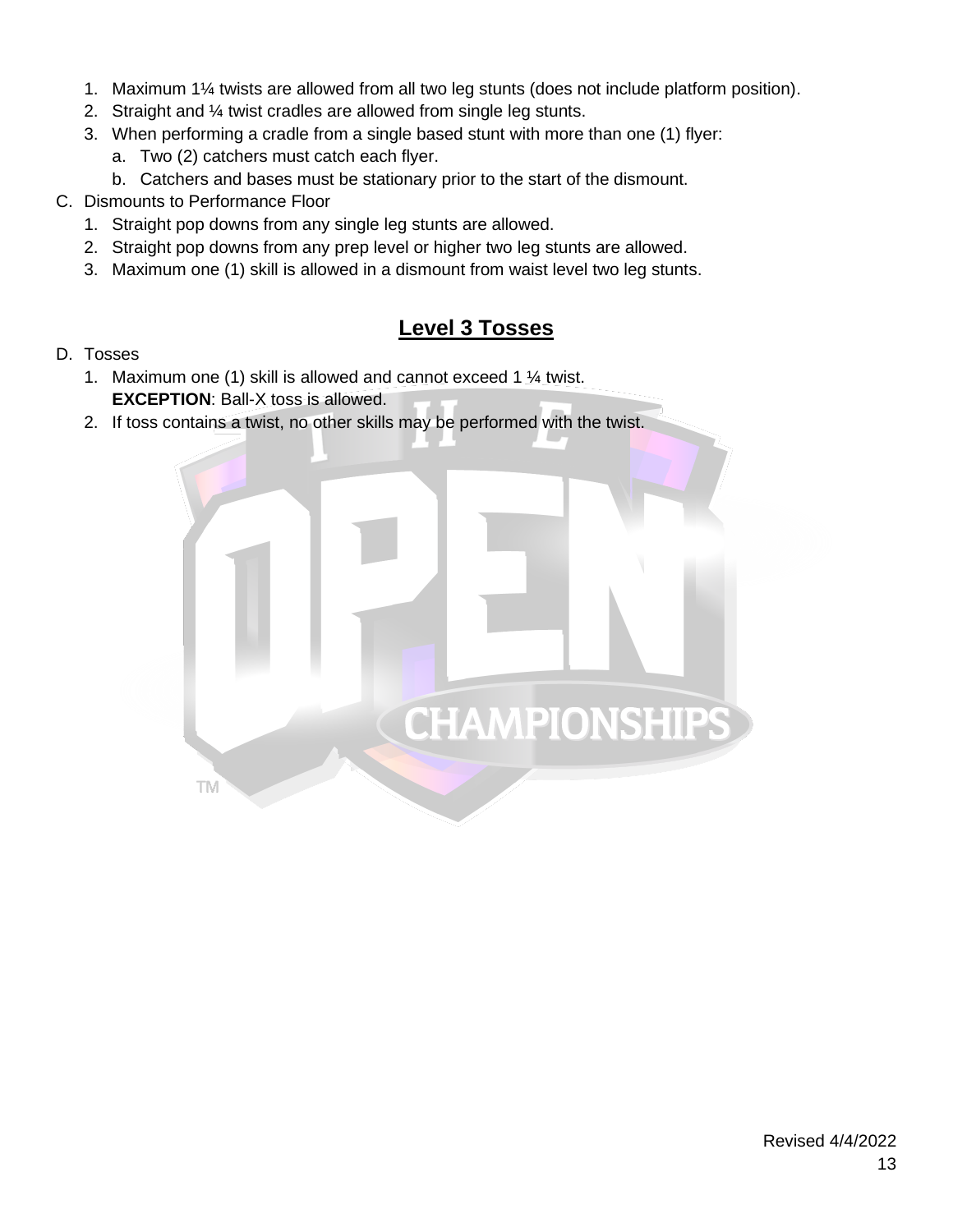1. Maximum 1¼ twists are allowed from all two leg stunts (does not include platform position).
2. Straight and ¼ twist cradles are allowed from single leg stunts.
3. When performing a cradle from a single based stunt with more than one (1) flyer:
   a. Two (2) catchers must catch each flyer.
   b. Catchers and bases must be stationary prior to the start of the dismount.

C. Dismounts to Performance Floor
   1. Straight pop downs from any single leg stunts are allowed.
   2. Straight pop downs from any prep level or higher two leg stunts are allowed.
   3. Maximum one (1) skill is allowed in a dismount from waist level two leg stunts.

## Level 3 Tosses

D. Tosses
   1. Maximum one (1) skill is allowed and cannot exceed 1 ¼ twist.
      **EXCEPTION**: Ball-X toss is allowed.
   2. If toss contains a twist, no other skills may be performed with the twist.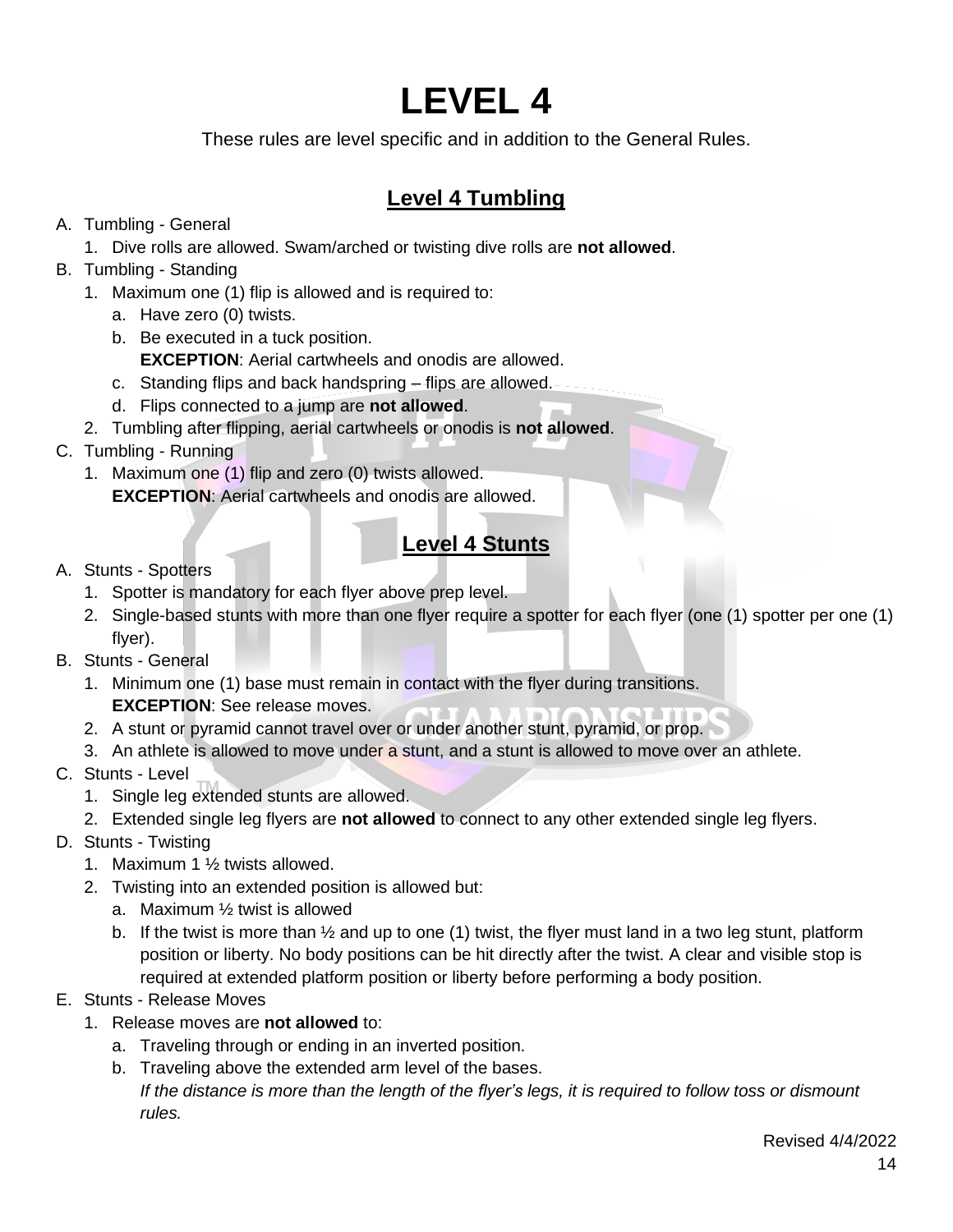# LEVEL 4

These rules are level specific and in addition to the General Rules.

## Level 4 Tumbling

A. Tumbling - General
   1. Dive rolls are allowed. Swam/arched or twisting dive rolls are **not allowed**.

B. Tumbling - Standing
   1. Maximum one (1) flip is allowed and is required to:
      a. Have zero (0) twists.
      b. Be executed in a tuck position.
         **EXCEPTION**: Aerial cartwheels and onodis are allowed.
      c. Standing flips and back handspring – flips are allowed.
      d. Flips connected to a jump are **not allowed**.
   2. Tumbling after flipping, aerial cartwheels or onodis is **not allowed**.

C. Tumbling - Running
   1. Maximum one (1) flip and zero (0) twists allowed.
      **EXCEPTION**: Aerial cartwheels and onodis are allowed.

## Level 4 Stunts

A. Stunts - Spotters
   1. Spotter is mandatory for each flyer above prep level.
   2. Single-based stunts with more than one flyer require a spotter for each flyer (one (1) spotter per one (1) flyer).

B. Stunts - General
   1. Minimum one (1) base must remain in contact with the flyer during transitions.
      **EXCEPTION**: See release moves.
   2. A stunt or pyramid cannot travel over or under another stunt, pyramid, or prop.
   3. An athlete is allowed to move under a stunt, and a stunt is allowed to move over an athlete.

C. Stunts - Level
   1. Single leg extended stunts are allowed.
   2. Extended single leg flyers are **not allowed** to connect to any other extended single leg flyers.

D. Stunts - Twisting
   1. Maximum 1 ½ twists allowed.
   2. Twisting into an extended position is allowed but:
      a. Maximum ½ twist is allowed
      b. If the twist is more than ½ and up to one (1) twist, the flyer must land in a two leg stunt, platform position or liberty. No body positions can be hit directly after the twist. A clear and visible stop is required at extended platform position or liberty before performing a body position.

E. Stunts - Release Moves
   1. Release moves are **not allowed** to:
      a. Traveling through or ending in an inverted position.
      b. Traveling above the extended arm level of the bases.
         *If the distance is more than the length of the flyer's legs, it is required to follow toss or dismount rules.*

Revised 4/4/2022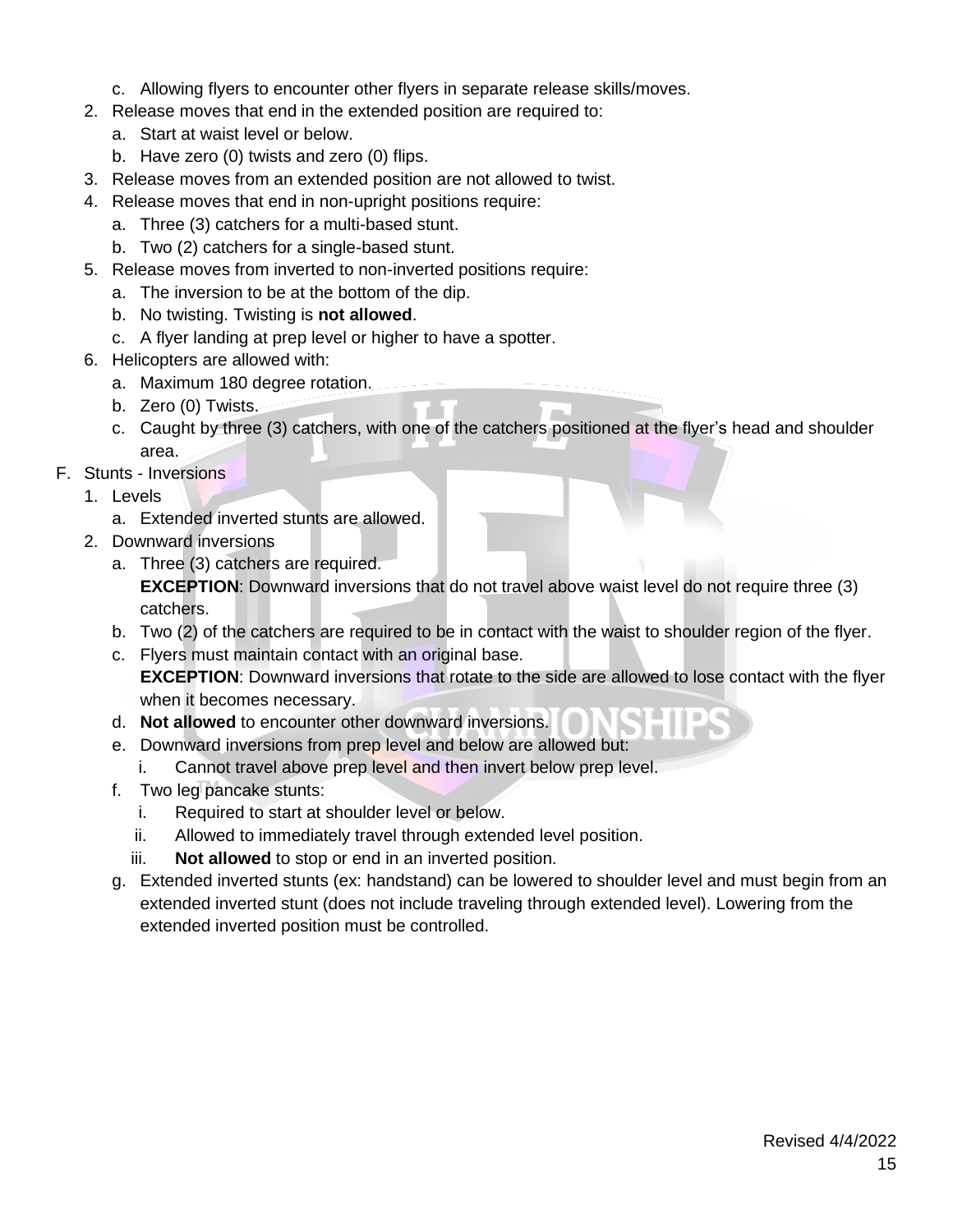c. Allowing flyers to encounter other flyers in separate release skills/moves.

2. Release moves that end in the extended position are required to:
   a. Start at waist level or below.
   b. Have zero (0) twists and zero (0) flips.
3. Release moves from an extended position are not allowed to twist.
4. Release moves that end in non-upright positions require:
   a. Three (3) catchers for a multi-based stunt.
   b. Two (2) catchers for a single-based stunt.
5. Release moves from inverted to non-inverted positions require:
   a. The inversion to be at the bottom of the dip.
   b. No twisting. Twisting is **not allowed**.
   c. A flyer landing at prep level or higher to have a spotter.
6. Helicopters are allowed with:
   a. Maximum 180 degree rotation.
   b. Zero (0) Twists.
   c. Caught by three (3) catchers, with one of the catchers positioned at the flyer's head and shoulder area.

F. Stunts - Inversions

1. Levels
   a. Extended inverted stunts are allowed.
2. Downward inversions
   a. Three (3) catchers are required.
      **EXCEPTION**: Downward inversions that do not travel above waist level do not require three (3) catchers.
   b. Two (2) of the catchers are required to be in contact with the waist to shoulder region of the flyer.
   c. Flyers must maintain contact with an original base.
      **EXCEPTION**: Downward inversions that rotate to the side are allowed to lose contact with the flyer when it becomes necessary.
   d. **Not allowed** to encounter other downward inversions.
   e. Downward inversions from prep level and below are allowed but:
      i. Cannot travel above prep level and then invert below prep level.
   f. Two leg pancake stunts:
      i. Required to start at shoulder level or below.
      ii. Allowed to immediately travel through extended level position.
      iii. **Not allowed** to stop or end in an inverted position.
   g. Extended inverted stunts (ex: handstand) can be lowered to shoulder level and must begin from an extended inverted stunt (does not include traveling through extended level). Lowering from the extended inverted position must be controlled.

Revised 4/4/2022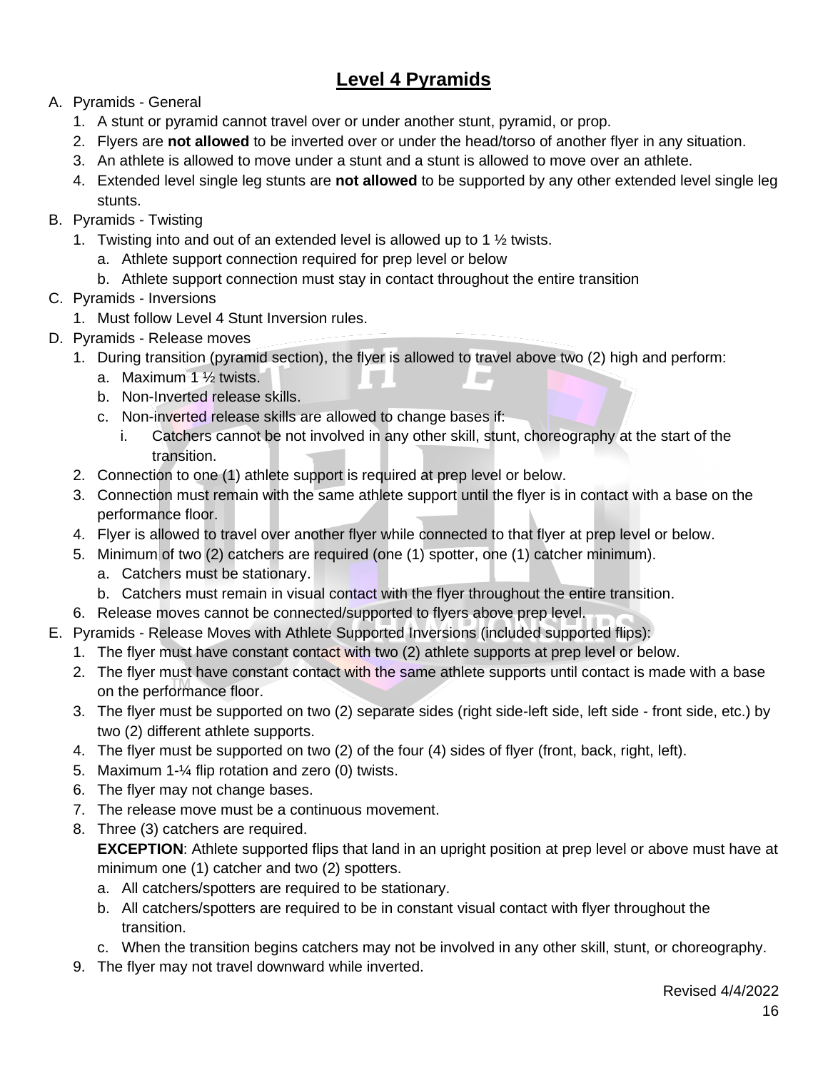# Level 4 Pyramids

A. Pyramids - General
   1. A stunt or pyramid cannot travel over or under another stunt, pyramid, or prop.
   2. Flyers are **not allowed** to be inverted over or under the head/torso of another flyer in any situation.
   3. An athlete is allowed to move under a stunt and a stunt is allowed to move over an athlete.
   4. Extended level single leg stunts are **not allowed** to be supported by any other extended level single leg stunts.

B. Pyramids - Twisting
   1. Twisting into and out of an extended level is allowed up to 1 ½ twists.
      a. Athlete support connection required for prep level or below
      b. Athlete support connection must stay in contact throughout the entire transition

C. Pyramids - Inversions
   1. Must follow Level 4 Stunt Inversion rules.

D. Pyramids - Release moves
   1. During transition (pyramid section), the flyer is allowed to travel above two (2) high and perform:
      a. Maximum 1 ½ twists.
      b. Non-Inverted release skills.
      c. Non-inverted release skills are allowed to change bases if:
         i. Catchers cannot be not involved in any other skill, stunt, choreography at the start of the transition.
   2. Connection to one (1) athlete support is required at prep level or below.
   3. Connection must remain with the same athlete support until the flyer is in contact with a base on the performance floor.
   4. Flyer is allowed to travel over another flyer while connected to that flyer at prep level or below.
   5. Minimum of two (2) catchers are required (one (1) spotter, one (1) catcher minimum).
      a. Catchers must be stationary.
      b. Catchers must remain in visual contact with the flyer throughout the entire transition.
   6. Release moves cannot be connected/supported to flyers above prep level.

E. Pyramids - Release Moves with Athlete Supported Inversions (included supported flips):
   1. The flyer must have constant contact with two (2) athlete supports at prep level or below.
   2. The flyer must have constant contact with the same athlete supports until contact is made with a base on the performance floor.
   3. The flyer must be supported on two (2) separate sides (right side-left side, left side - front side, etc.) by two (2) different athlete supports.
   4. The flyer must be supported on two (2) of the four (4) sides of flyer (front, back, right, left).
   5. Maximum 1-¼ flip rotation and zero (0) twists.
   6. The flyer may not change bases.
   7. The release move must be a continuous movement.
   8. Three (3) catchers are required.
      **EXCEPTION**: Athlete supported flips that land in an upright position at prep level or above must have at minimum one (1) catcher and two (2) spotters.
      a. All catchers/spotters are required to be stationary.
      b. All catchers/spotters are required to be in constant visual contact with flyer throughout the transition.
      c. When the transition begins catchers may not be involved in any other skill, stunt, or choreography.
   9. The flyer may not travel downward while inverted.

Revised 4/4/2022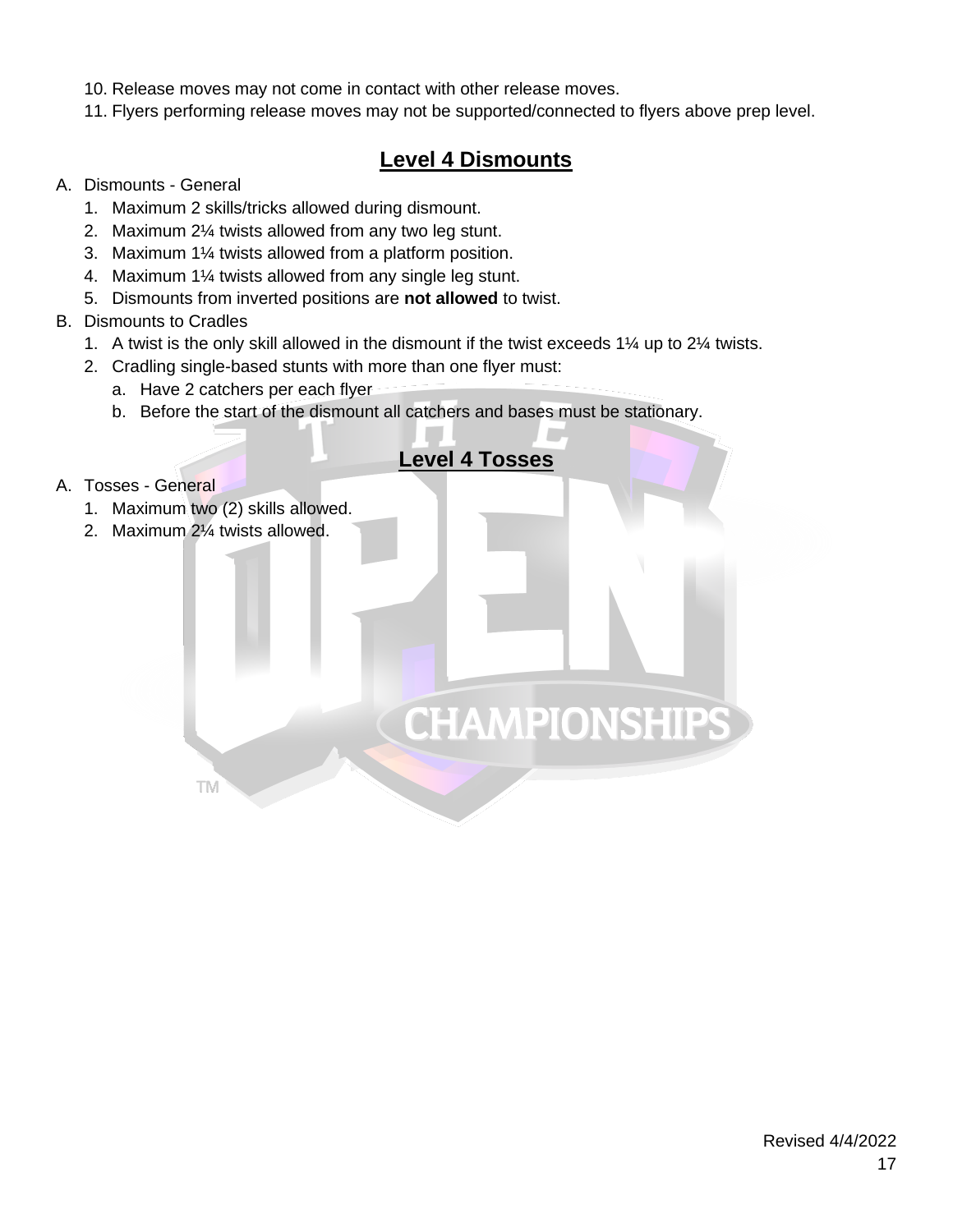10. Release moves may not come in contact with other release moves.
11. Flyers performing release moves may not be supported/connected to flyers above prep level.

## Level 4 Dismounts

A. Dismounts - General
   1. Maximum 2 skills/tricks allowed during dismount.
   2. Maximum 2¼ twists allowed from any two leg stunt.
   3. Maximum 1¼ twists allowed from a platform position.
   4. Maximum 1¼ twists allowed from any single leg stunt.
   5. Dismounts from inverted positions are **not allowed** to twist.

B. Dismounts to Cradles
   1. A twist is the only skill allowed in the dismount if the twist exceeds 1¼ up to 2¼ twists.
   2. Cradling single-based stunts with more than one flyer must:
      a. Have 2 catchers per each flyer
      b. Before the start of the dismount all catchers and bases must be stationary.

## Level 4 Tosses

A. Tosses - General
   1. Maximum two (2) skills allowed.
   2. Maximum 2¼ twists allowed.

Revised 4/4/2022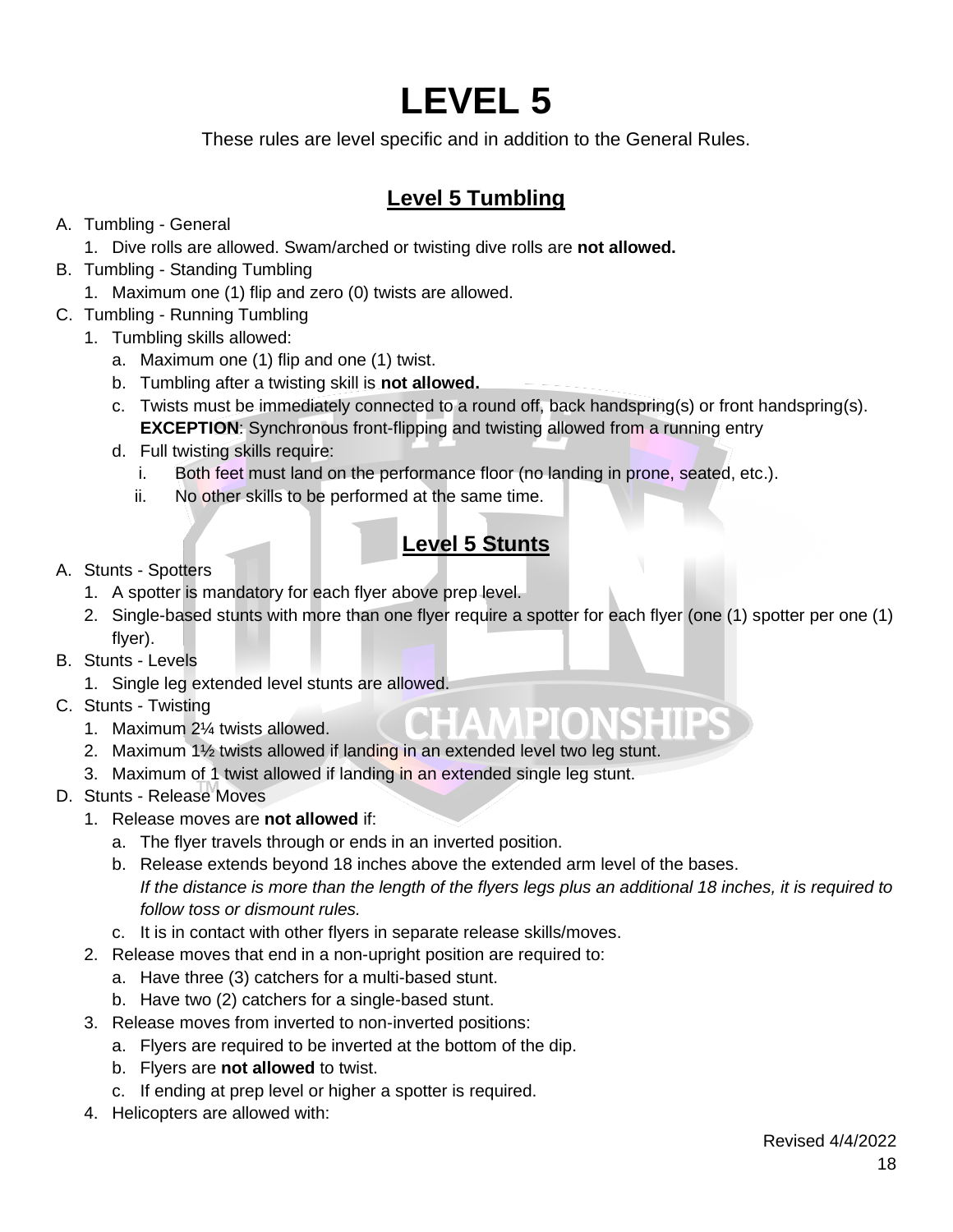// LEVEL 5

These rules are level specific and in addition to the General Rules.

## Level 5 Tumbling

A. Tumbling - General
   1. Dive rolls are allowed. Swam/arched or twisting dive rolls are **not allowed.**

B. Tumbling - Standing Tumbling
   1. Maximum one (1) flip and zero (0) twists are allowed.

C. Tumbling - Running Tumbling
   1. Tumbling skills allowed:
      a. Maximum one (1) flip and one (1) twist.
      b. Tumbling after a twisting skill is **not allowed.**
      c. Twists must be immediately connected to a round off, back handspring(s) or front handspring(s). **EXCEPTION**: Synchronous front-flipping and twisting allowed from a running entry
      d. Full twisting skills require:
         i. Both feet must land on the performance floor (no landing in prone, seated, etc.).
         ii. No other skills to be performed at the same time.

## Level 5 Stunts

A. Stunts - Spotters
   1. A spotter is mandatory for each flyer above prep level.
   2. Single-based stunts with more than one flyer require a spotter for each flyer (one (1) spotter per one (1) flyer).

B. Stunts - Levels
   1. Single leg extended level stunts are allowed.

C. Stunts - Twisting
   1. Maximum 2¼ twists allowed.
   2. Maximum 1½ twists allowed if landing in an extended level two leg stunt.
   3. Maximum of 1 twist allowed if landing in an extended single leg stunt.

D. Stunts - Release Moves
   1. Release moves are **not allowed** if:
      a. The flyer travels through or ends in an inverted position.
      b. Release extends beyond 18 inches above the extended arm level of the bases.
         *If the distance is more than the length of the flyers legs plus an additional 18 inches, it is required to follow toss or dismount rules.*
      c. It is in contact with other flyers in separate release skills/moves.
   2. Release moves that end in a non-upright position are required to:
      a. Have three (3) catchers for a multi-based stunt.
      b. Have two (2) catchers for a single-based stunt.
   3. Release moves from inverted to non-inverted positions:
      a. Flyers are required to be inverted at the bottom of the dip.
      b. Flyers are **not allowed** to twist.
      c. If ending at prep level or higher a spotter is required.
   4. Helicopters are allowed with:

Revised 4/4/2022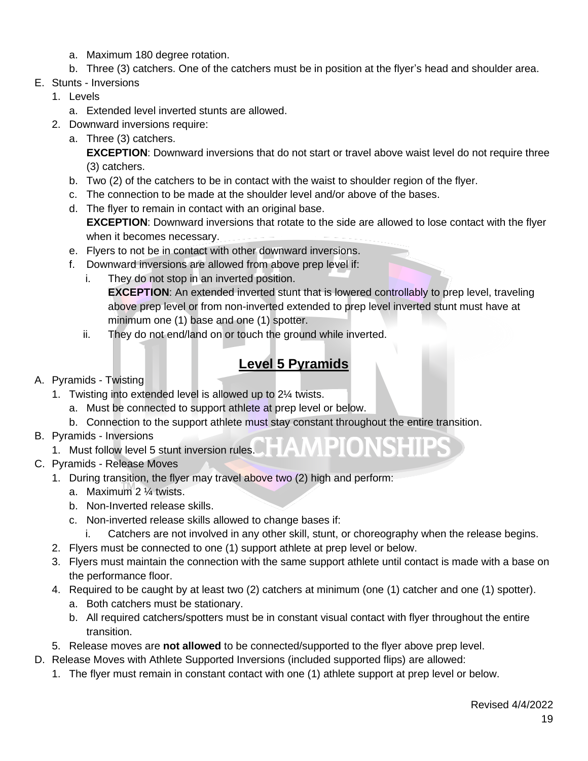a. Maximum 180 degree rotation.
b. Three (3) catchers. One of the catchers must be in position at the flyer's head and shoulder area.

E. Stunts - Inversions
   1. Levels
      a. Extended level inverted stunts are allowed.
   2. Downward inversions require:
      a. Three (3) catchers.
         **EXCEPTION**: Downward inversions that do not start or travel above waist level do not require three (3) catchers.
      b. Two (2) of the catchers to be in contact with the waist to shoulder region of the flyer.
      c. The connection to be made at the shoulder level and/or above of the bases.
      d. The flyer to remain in contact with an original base.
         **EXCEPTION**: Downward inversions that rotate to the side are allowed to lose contact with the flyer when it becomes necessary.
      e. Flyers to not be in contact with other downward inversions.
      f. Downward inversions are allowed from above prep level if:
         i. They do not stop in an inverted position.
            **EXCEPTION**: An extended inverted stunt that is lowered controllably to prep level, traveling above prep level or from non-inverted extended to prep level inverted stunt must have at minimum one (1) base and one (1) spotter.
         ii. They do not end/land on or touch the ground while inverted.

## Level 5 Pyramids

A. Pyramids - Twisting
   1. Twisting into extended level is allowed up to 2¼ twists.
      a. Must be connected to support athlete at prep level or below.
      b. Connection to the support athlete must stay constant throughout the entire transition.

B. Pyramids - Inversions
   1. Must follow level 5 stunt inversion rules.

C. Pyramids - Release Moves
   1. During transition, the flyer may travel above two (2) high and perform:
      a. Maximum 2 ¼ twists.
      b. Non-Inverted release skills.
      c. Non-inverted release skills allowed to change bases if:
         i. Catchers are not involved in any other skill, stunt, or choreography when the release begins.
   2. Flyers must be connected to one (1) support athlete at prep level or below.
   3. Flyers must maintain the connection with the same support athlete until contact is made with a base on the performance floor.
   4. Required to be caught by at least two (2) catchers at minimum (one (1) catcher and one (1) spotter).
      a. Both catchers must be stationary.
      b. All required catchers/spotters must be in constant visual contact with flyer throughout the entire transition.
   5. Release moves are **not allowed** to be connected/supported to the flyer above prep level.

D. Release Moves with Athlete Supported Inversions (included supported flips) are allowed:
   1. The flyer must remain in constant contact with one (1) athlete support at prep level or below.

Revised 4/4/2022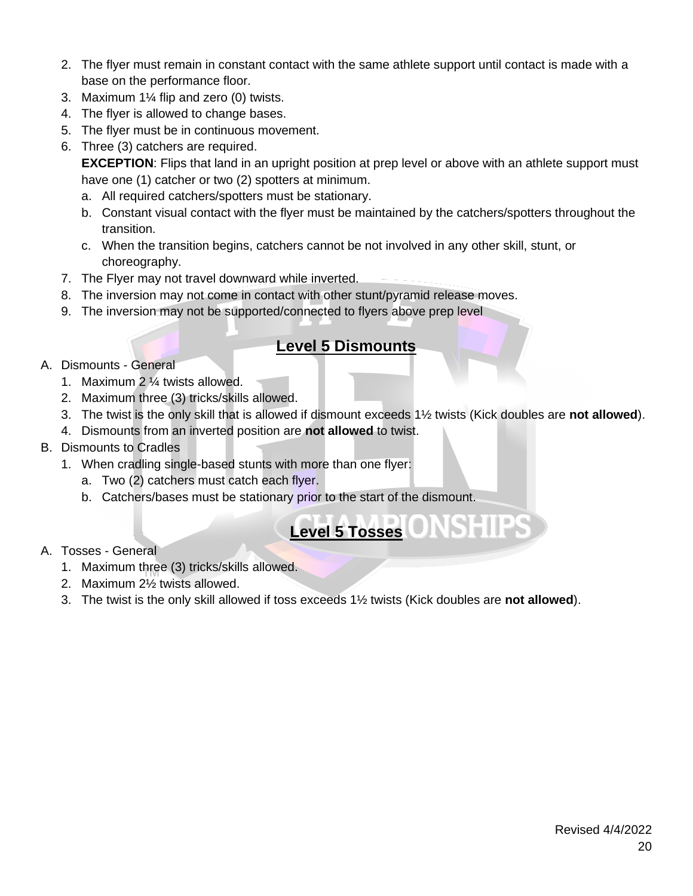2. The flyer must remain in constant contact with the same athlete support until contact is made with a base on the performance floor.
3. Maximum 1¼ flip and zero (0) twists.
4. The flyer is allowed to change bases.
5. The flyer must be in continuous movement.
6. Three (3) catchers are required.
   **EXCEPTION**: Flips that land in an upright position at prep level or above with an athlete support must have one (1) catcher or two (2) spotters at minimum.
   a. All required catchers/spotters must be stationary.
   b. Constant visual contact with the flyer must be maintained by the catchers/spotters throughout the transition.
   c. When the transition begins, catchers cannot be not involved in any other skill, stunt, or choreography.
7. The Flyer may not travel downward while inverted.
8. The inversion may not come in contact with other stunt/pyramid release moves.
9. The inversion may not be supported/connected to flyers above prep level

## Level 5 Dismounts

A. Dismounts - General
   1. Maximum 2 ¼ twists allowed.
   2. Maximum three (3) tricks/skills allowed.
   3. The twist is the only skill that is allowed if dismount exceeds 1½ twists (Kick doubles are **not allowed**).
   4. Dismounts from an inverted position are **not allowed** to twist.

B. Dismounts to Cradles
   1. When cradling single-based stunts with more than one flyer:
      a. Two (2) catchers must catch each flyer.
      b. Catchers/bases must be stationary prior to the start of the dismount.

## Level 5 Tosses

A. Tosses - General
   1. Maximum three (3) tricks/skills allowed.
   2. Maximum 2½ twists allowed.
   3. The twist is the only skill allowed if toss exceeds 1½ twists (Kick doubles are **not allowed**).

Revised 4/4/2022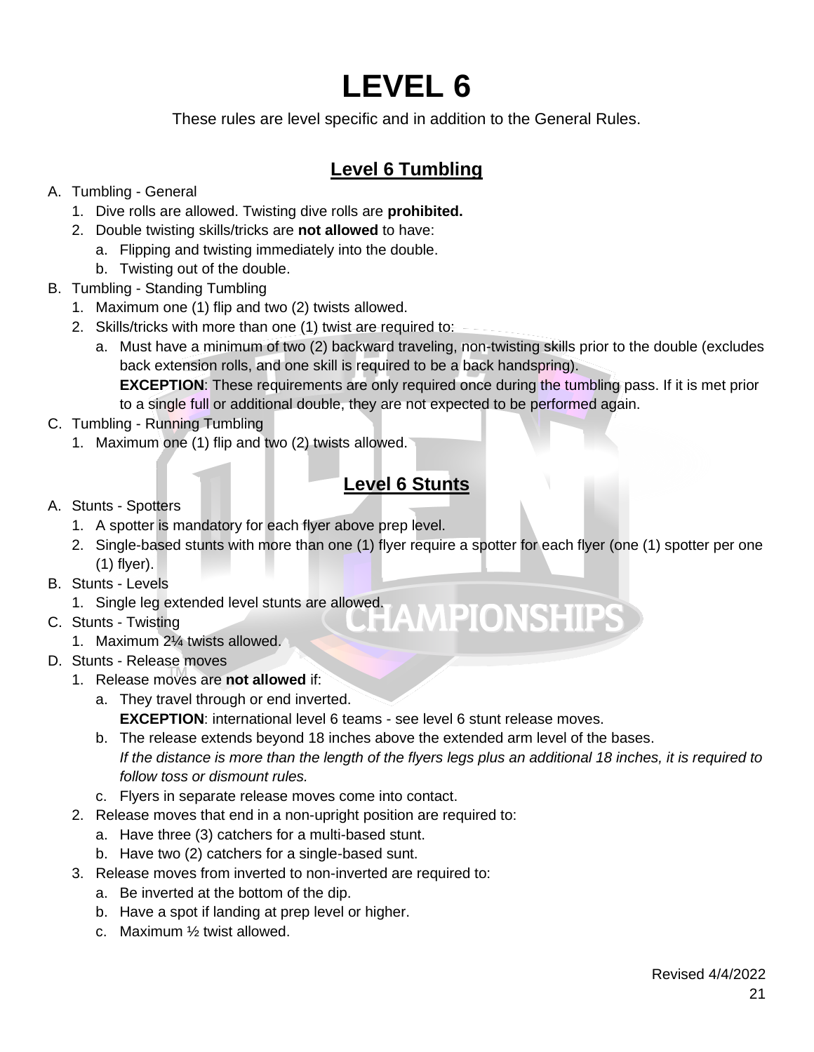# LEVEL 6

These rules are level specific and in addition to the General Rules.

## Level 6 Tumbling

A. Tumbling - General
   1. Dive rolls are allowed. Twisting dive rolls are **prohibited.**
   2. Double twisting skills/tricks are **not allowed** to have:
      a. Flipping and twisting immediately into the double.
      b. Twisting out of the double.

B. Tumbling - Standing Tumbling
   1. Maximum one (1) flip and two (2) twists allowed.
   2. Skills/tricks with more than one (1) twist are required to:
      a. Must have a minimum of two (2) backward traveling, non-twisting skills prior to the double (excludes back extension rolls, and one skill is required to be a back handspring).
         **EXCEPTION**: These requirements are only required once during the tumbling pass. If it is met prior to a single full or additional double, they are not expected to be performed again.

C. Tumbling - Running Tumbling
   1. Maximum one (1) flip and two (2) twists allowed.

## Level 6 Stunts

A. Stunts - Spotters
   1. A spotter is mandatory for each flyer above prep level.
   2. Single-based stunts with more than one (1) flyer require a spotter for each flyer (one (1) spotter per one (1) flyer).

B. Stunts - Levels
   1. Single leg extended level stunts are allowed.

C. Stunts - Twisting
   1. Maximum 2¼ twists allowed.

D. Stunts - Release moves
   1. Release moves are **not allowed** if:
      a. They travel through or end inverted.
         **EXCEPTION**: international level 6 teams - see level 6 stunt release moves.
      b. The release extends beyond 18 inches above the extended arm level of the bases.
         *If the distance is more than the length of the flyers legs plus an additional 18 inches, it is required to follow toss or dismount rules.*
      c. Flyers in separate release moves come into contact.
   2. Release moves that end in a non-upright position are required to:
      a. Have three (3) catchers for a multi-based stunt.
      b. Have two (2) catchers for a single-based sunt.
   3. Release moves from inverted to non-inverted are required to:
      a. Be inverted at the bottom of the dip.
      b. Have a spot if landing at prep level or higher.
      c. Maximum ½ twist allowed.

Revised 4/4/2022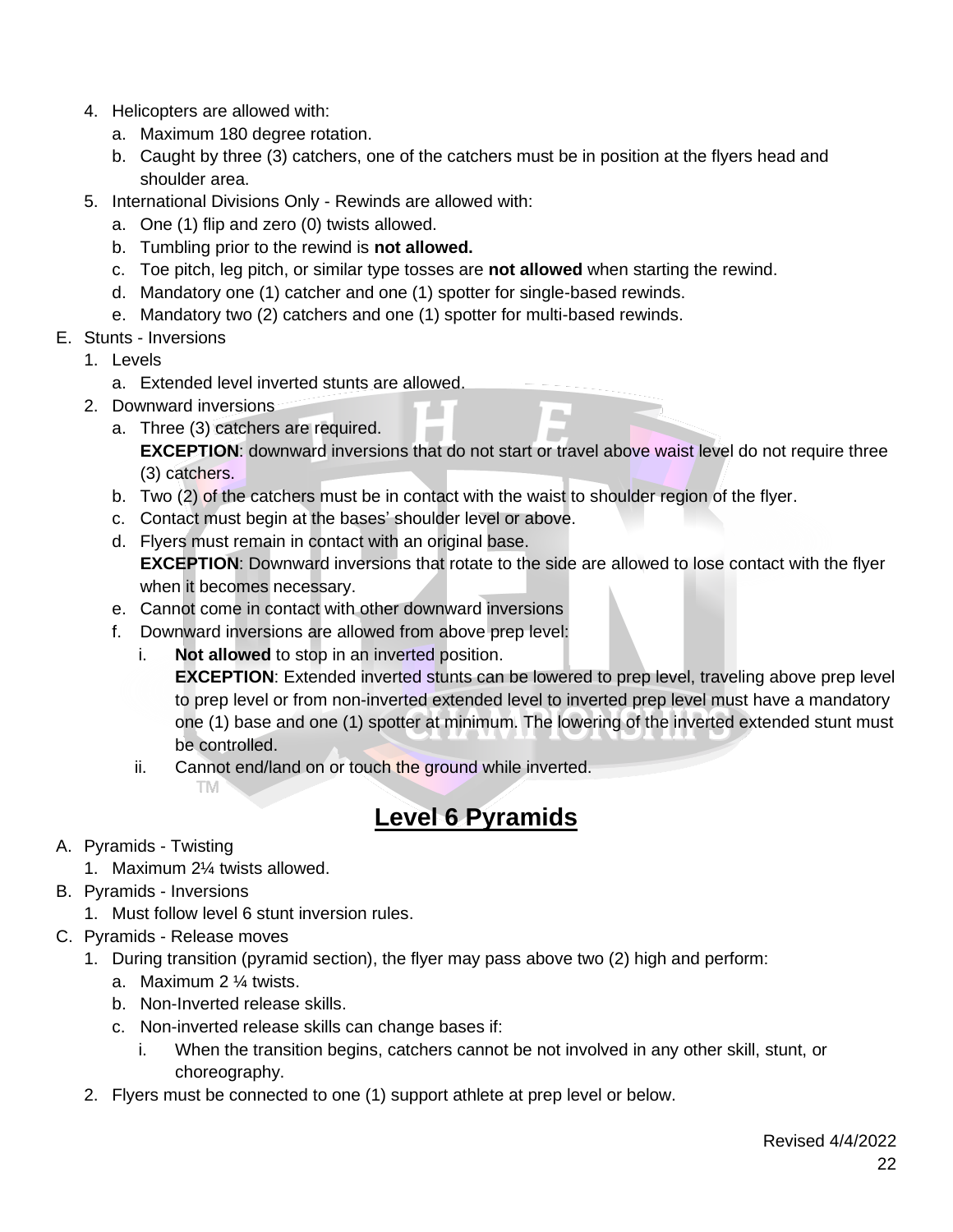4. Helicopters are allowed with:
   a. Maximum 180 degree rotation.
   b. Caught by three (3) catchers, one of the catchers must be in position at the flyers head and shoulder area.
5. International Divisions Only - Rewinds are allowed with:
   a. One (1) flip and zero (0) twists allowed.
   b. Tumbling prior to the rewind is **not allowed.**
   c. Toe pitch, leg pitch, or similar type tosses are **not allowed** when starting the rewind.
   d. Mandatory one (1) catcher and one (1) spotter for single-based rewinds.
   e. Mandatory two (2) catchers and one (1) spotter for multi-based rewinds.

E. Stunts - Inversions
   1. Levels
      a. Extended level inverted stunts are allowed.
   2. Downward inversions
      a. Three (3) catchers are required.
         **EXCEPTION**: downward inversions that do not start or travel above waist level do not require three (3) catchers.
      b. Two (2) of the catchers must be in contact with the waist to shoulder region of the flyer.
      c. Contact must begin at the bases' shoulder level or above.
      d. Flyers must remain in contact with an original base.
         **EXCEPTION**: Downward inversions that rotate to the side are allowed to lose contact with the flyer when it becomes necessary.
      e. Cannot come in contact with other downward inversions
      f. Downward inversions are allowed from above prep level:
         i. **Not allowed** to stop in an inverted position.
            **EXCEPTION**: Extended inverted stunts can be lowered to prep level, traveling above prep level to prep level or from non-inverted extended level to inverted prep level must have a mandatory one (1) base and one (1) spotter at minimum. The lowering of the inverted extended stunt must be controlled.
         ii. Cannot end/land on or touch the ground while inverted.

## Level 6 Pyramids

A. Pyramids - Twisting
   1. Maximum 2¼ twists allowed.

B. Pyramids - Inversions
   1. Must follow level 6 stunt inversion rules.

C. Pyramids - Release moves
   1. During transition (pyramid section), the flyer may pass above two (2) high and perform:
      a. Maximum 2 ¼ twists.
      b. Non-Inverted release skills.
      c. Non-inverted release skills can change bases if:
         i. When the transition begins, catchers cannot be not involved in any other skill, stunt, or choreography.
   2. Flyers must be connected to one (1) support athlete at prep level or below.

Revised 4/4/2022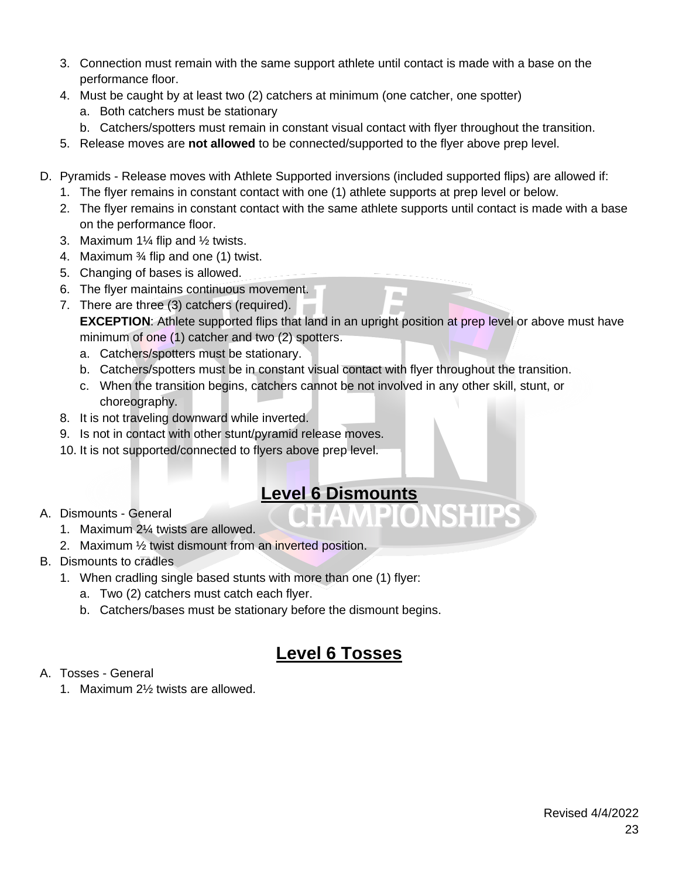3. Connection must remain with the same support athlete until contact is made with a base on the performance floor.
4. Must be caught by at least two (2) catchers at minimum (one catcher, one spotter)
   a. Both catchers must be stationary
   b. Catchers/spotters must remain in constant visual contact with flyer throughout the transition.
5. Release moves are **not allowed** to be connected/supported to the flyer above prep level.

D. Pyramids - Release moves with Athlete Supported inversions (included supported flips) are allowed if:
   1. The flyer remains in constant contact with one (1) athlete supports at prep level or below.
   2. The flyer remains in constant contact with the same athlete supports until contact is made with a base on the performance floor.
   3. Maximum 1¼ flip and ½ twists.
   4. Maximum ¾ flip and one (1) twist.
   5. Changing of bases is allowed.
   6. The flyer maintains continuous movement.
   7. There are three (3) catchers (required).
      **EXCEPTION**: Athlete supported flips that land in an upright position at prep level or above must have minimum of one (1) catcher and two (2) spotters.
      a. Catchers/spotters must be stationary.
      b. Catchers/spotters must be in constant visual contact with flyer throughout the transition.
      c. When the transition begins, catchers cannot be not involved in any other skill, stunt, or choreography.
   8. It is not traveling downward while inverted.
   9. Is not in contact with other stunt/pyramid release moves.
   10. It is not supported/connected to flyers above prep level.

## Level 6 Dismounts

A. Dismounts - General
   1. Maximum 2¼ twists are allowed.
   2. Maximum ½ twist dismount from an inverted position.
B. Dismounts to cradles
   1. When cradling single based stunts with more than one (1) flyer:
      a. Two (2) catchers must catch each flyer.
      b. Catchers/bases must be stationary before the dismount begins.

## Level 6 Tosses

A. Tosses - General
   1. Maximum 2½ twists are allowed.

Revised 4/4/2022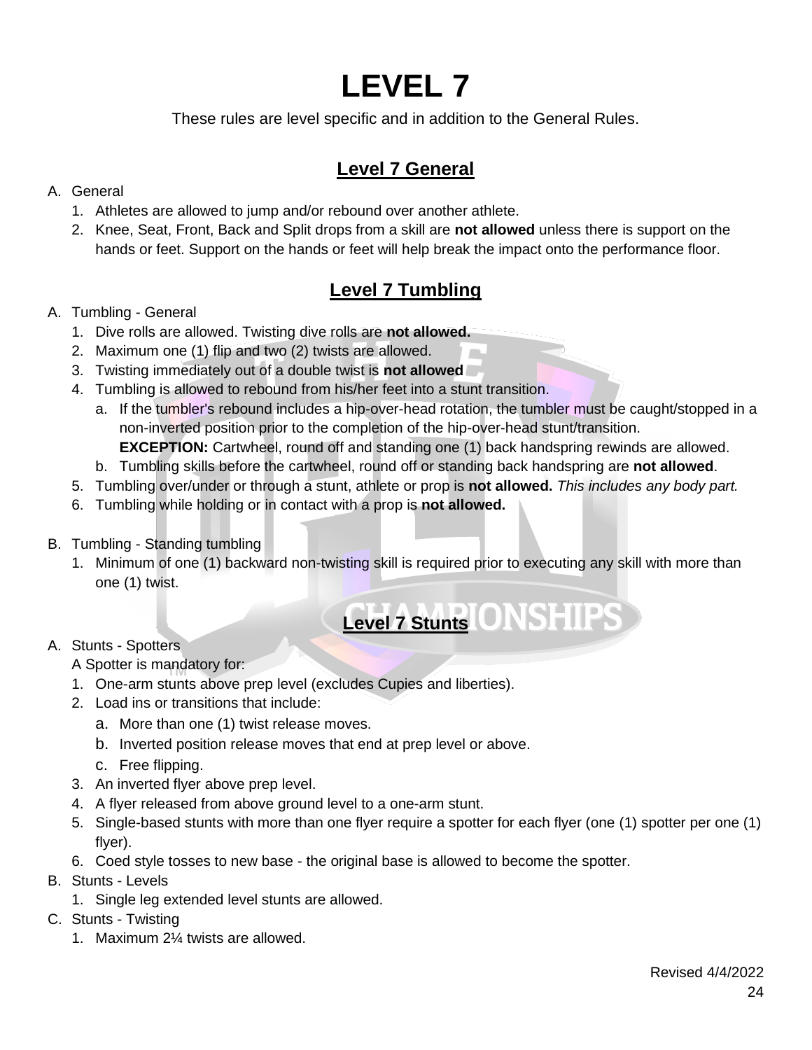# LEVEL 7

These rules are level specific and in addition to the General Rules.

## Level 7 General

A. General

1. Athletes are allowed to jump and/or rebound over another athlete.
2. Knee, Seat, Front, Back and Split drops from a skill are **not allowed** unless there is support on the hands or feet. Support on the hands or feet will help break the impact onto the performance floor.

## Level 7 Tumbling

A. Tumbling - General

1. Dive rolls are allowed. Twisting dive rolls are **not allowed.**
2. Maximum one (1) flip and two (2) twists are allowed.
3. Twisting immediately out of a double twist is **not allowed**
4. Tumbling is allowed to rebound from his/her feet into a stunt transition.
   a. If the tumbler's rebound includes a hip-over-head rotation, the tumbler must be caught/stopped in a non-inverted position prior to the completion of the hip-over-head stunt/transition.
   **EXCEPTION:** Cartwheel, round off and standing one (1) back handspring rewinds are allowed.
   b. Tumbling skills before the cartwheel, round off or standing back handspring are **not allowed**.
5. Tumbling over/under or through a stunt, athlete or prop is **not allowed.** *This includes any body part.*
6. Tumbling while holding or in contact with a prop is **not allowed.**

B. Tumbling - Standing tumbling

1. Minimum of one (1) backward non-twisting skill is required prior to executing any skill with more than one (1) twist.

## Level 7 Stunts

A. Stunts - Spotters

A Spotter is mandatory for:

1. One-arm stunts above prep level (excludes Cupies and liberties).
2. Load ins or transitions that include:
   a. More than one (1) twist release moves.
   b. Inverted position release moves that end at prep level or above.
   c. Free flipping.
3. An inverted flyer above prep level.
4. A flyer released from above ground level to a one-arm stunt.
5. Single-based stunts with more than one flyer require a spotter for each flyer (one (1) spotter per one (1) flyer).
6. Coed style tosses to new base - the original base is allowed to become the spotter.

B. Stunts - Levels

1. Single leg extended level stunts are allowed.

C. Stunts - Twisting

1. Maximum 2¼ twists are allowed.

Revised 4/4/2022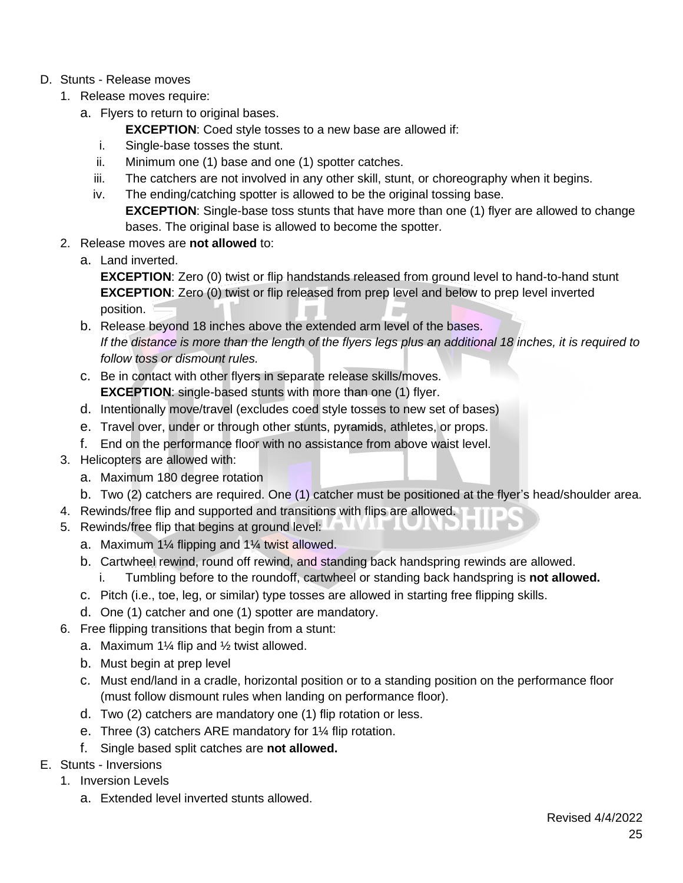D. Stunts - Release moves

1. Release moves require:
   a. Flyers to return to original bases.
      **EXCEPTION**: Coed style tosses to a new base are allowed if:
      i. Single-base tosses the stunt.
      ii. Minimum one (1) base and one (1) spotter catches.
      iii. The catchers are not involved in any other skill, stunt, or choreography when it begins.
      iv. The ending/catching spotter is allowed to be the original tossing base.
      **EXCEPTION**: Single-base toss stunts that have more than one (1) flyer are allowed to change bases. The original base is allowed to become the spotter.
2. Release moves are **not allowed** to:
   a. Land inverted.
      **EXCEPTION**: Zero (0) twist or flip handstands released from ground level to hand-to-hand stunt
      **EXCEPTION**: Zero (0) twist or flip released from prep level and below to prep level inverted position.
   b. Release beyond 18 inches above the extended arm level of the bases.
      *If the distance is more than the length of the flyers legs plus an additional 18 inches, it is required to follow toss or dismount rules.*
   c. Be in contact with other flyers in separate release skills/moves.
      **EXCEPTION**: single-based stunts with more than one (1) flyer.
   d. Intentionally move/travel (excludes coed style tosses to new set of bases)
   e. Travel over, under or through other stunts, pyramids, athletes, or props.
   f. End on the performance floor with no assistance from above waist level.
3. Helicopters are allowed with:
   a. Maximum 180 degree rotation
   b. Two (2) catchers are required. One (1) catcher must be positioned at the flyer's head/shoulder area.
4. Rewinds/free flip and supported and transitions with flips are allowed.
5. Rewinds/free flip that begins at ground level:
   a. Maximum 1¼ flipping and 1¼ twist allowed.
   b. Cartwheel rewind, round off rewind, and standing back handspring rewinds are allowed.
      i. Tumbling before to the roundoff, cartwheel or standing back handspring is **not allowed.**
   c. Pitch (i.e., toe, leg, or similar) type tosses are allowed in starting free flipping skills.
   d. One (1) catcher and one (1) spotter are mandatory.
6. Free flipping transitions that begin from a stunt:
   a. Maximum 1¼ flip and ½ twist allowed.
   b. Must begin at prep level
   c. Must end/land in a cradle, horizontal position or to a standing position on the performance floor (must follow dismount rules when landing on performance floor).
   d. Two (2) catchers are mandatory one (1) flip rotation or less.
   e. Three (3) catchers ARE mandatory for 1¼ flip rotation.
   f. Single based split catches are **not allowed.**

E. Stunts - Inversions

1. Inversion Levels
   a. Extended level inverted stunts allowed.

Revised 4/4/2022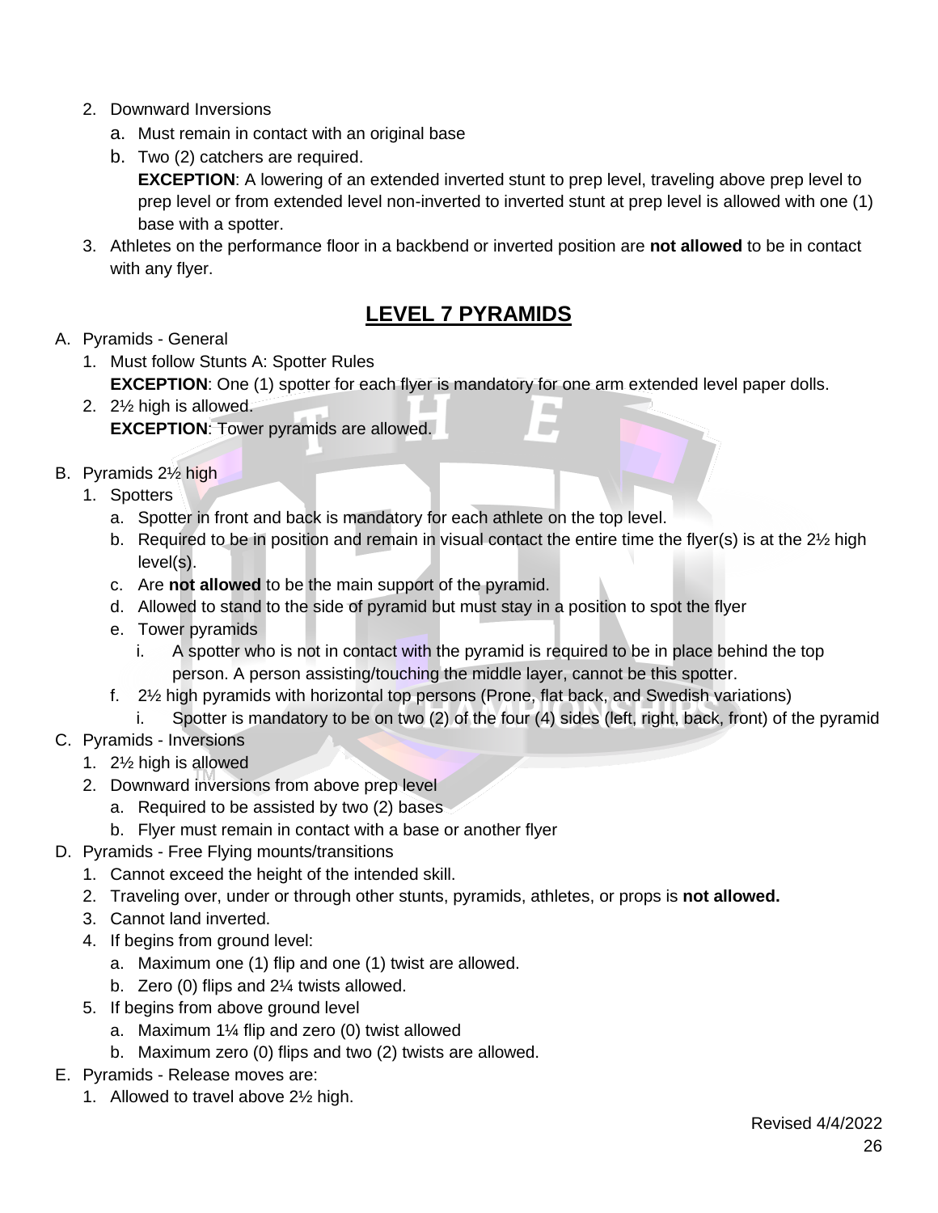2. Downward Inversions
   a. Must remain in contact with an original base
   b. Two (2) catchers are required.
      **EXCEPTION**: A lowering of an extended inverted stunt to prep level, traveling above prep level to prep level or from extended level non-inverted to inverted stunt at prep level is allowed with one (1) base with a spotter.
3. Athletes on the performance floor in a backbend or inverted position are **not allowed** to be in contact with any flyer.

## LEVEL 7 PYRAMIDS

A. Pyramids - General
   1. Must follow Stunts A: Spotter Rules
      **EXCEPTION**: One (1) spotter for each flyer is mandatory for one arm extended level paper dolls.
   2. 2½ high is allowed.
      **EXCEPTION**: Tower pyramids are allowed.

B. Pyramids 2½ high
   1. Spotters
      a. Spotter in front and back is mandatory for each athlete on the top level.
      b. Required to be in position and remain in visual contact the entire time the flyer(s) is at the 2½ high level(s).
      c. Are **not allowed** to be the main support of the pyramid.
      d. Allowed to stand to the side of pyramid but must stay in a position to spot the flyer
      e. Tower pyramids
         i. A spotter who is not in contact with the pyramid is required to be in place behind the top person. A person assisting/touching the middle layer, cannot be this spotter.
      f. 2½ high pyramids with horizontal top persons (Prone, flat back, and Swedish variations)
         i. Spotter is mandatory to be on two (2) of the four (4) sides (left, right, back, front) of the pyramid

C. Pyramids - Inversions
   1. 2½ high is allowed
   2. Downward inversions from above prep level
      a. Required to be assisted by two (2) bases
      b. Flyer must remain in contact with a base or another flyer

D. Pyramids - Free Flying mounts/transitions
   1. Cannot exceed the height of the intended skill.
   2. Traveling over, under or through other stunts, pyramids, athletes, or props is **not allowed.**
   3. Cannot land inverted.
   4. If begins from ground level:
      a. Maximum one (1) flip and one (1) twist are allowed.
      b. Zero (0) flips and 2¼ twists allowed.
   5. If begins from above ground level
      a. Maximum 1¼ flip and zero (0) twist allowed
      b. Maximum zero (0) flips and two (2) twists are allowed.

E. Pyramids - Release moves are:
   1. Allowed to travel above 2½ high.

Revised 4/4/2022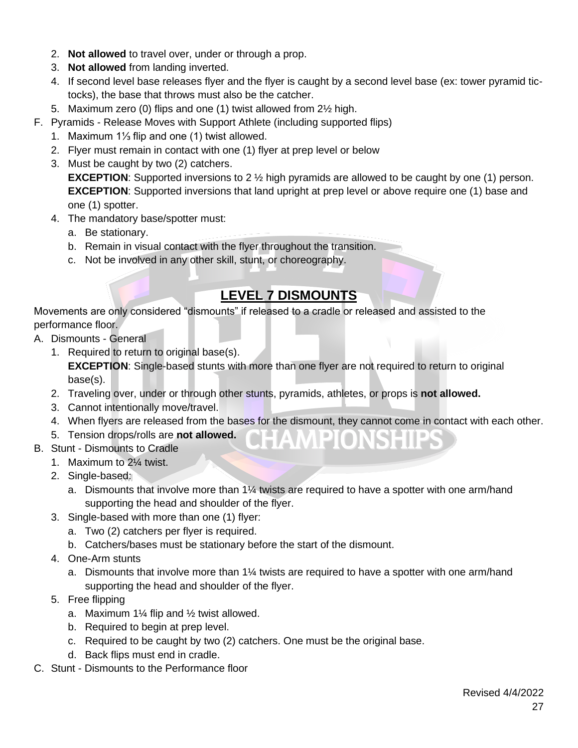2. **Not allowed** to travel over, under or through a prop.
3. **Not allowed** from landing inverted.
4. If second level base releases flyer and the flyer is caught by a second level base (ex: tower pyramid tic-tocks), the base that throws must also be the catcher.
5. Maximum zero (0) flips and one (1) twist allowed from 2½ high.

F. Pyramids - Release Moves with Support Athlete (including supported flips)
1. Maximum 1⅓ flip and one (1) twist allowed.
2. Flyer must remain in contact with one (1) flyer at prep level or below
3. Must be caught by two (2) catchers.
   **EXCEPTION**: Supported inversions to 2 ½ high pyramids are allowed to be caught by one (1) person.
   **EXCEPTION**: Supported inversions that land upright at prep level or above require one (1) base and one (1) spotter.
4. The mandatory base/spotter must:
   a. Be stationary.
   b. Remain in visual contact with the flyer throughout the transition.
   c. Not be involved in any other skill, stunt, or choreography.

## LEVEL 7 DISMOUNTS

Movements are only considered "dismounts" if released to a cradle or released and assisted to the performance floor.

A. Dismounts - General
1. Required to return to original base(s).
   **EXCEPTION**: Single-based stunts with more than one flyer are not required to return to original base(s).
2. Traveling over, under or through other stunts, pyramids, athletes, or props is **not allowed.**
3. Cannot intentionally move/travel.
4. When flyers are released from the bases for the dismount, they cannot come in contact with each other.
5. Tension drops/rolls are **not allowed.**

B. Stunt - Dismounts to Cradle
1. Maximum to 2¼ twist.
2. Single-based:
   a. Dismounts that involve more than 1¼ twists are required to have a spotter with one arm/hand supporting the head and shoulder of the flyer.
3. Single-based with more than one (1) flyer:
   a. Two (2) catchers per flyer is required.
   b. Catchers/bases must be stationary before the start of the dismount.
4. One-Arm stunts
   a. Dismounts that involve more than 1¼ twists are required to have a spotter with one arm/hand supporting the head and shoulder of the flyer.
5. Free flipping
   a. Maximum 1¼ flip and ½ twist allowed.
   b. Required to begin at prep level.
   c. Required to be caught by two (2) catchers. One must be the original base.
   d. Back flips must end in cradle.

C. Stunt - Dismounts to the Performance floor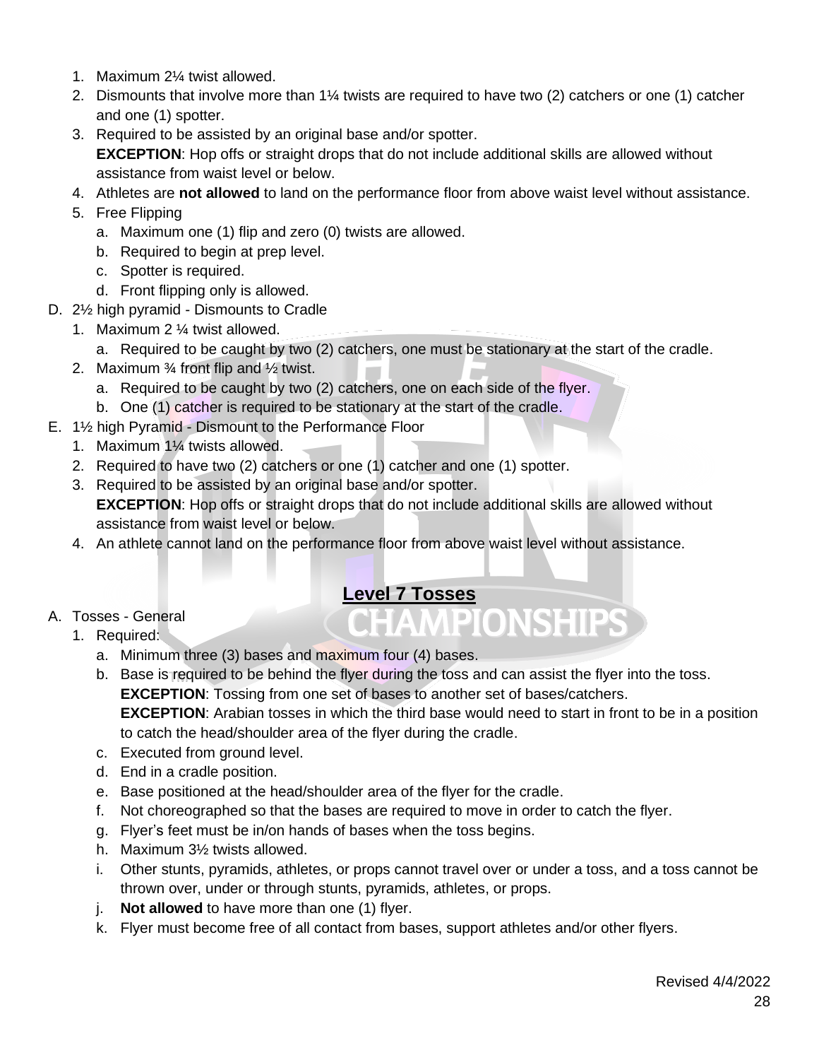1. Maximum 2¼ twist allowed.
2. Dismounts that involve more than 1¼ twists are required to have two (2) catchers or one (1) catcher and one (1) spotter.
3. Required to be assisted by an original base and/or spotter.
   **EXCEPTION**: Hop offs or straight drops that do not include additional skills are allowed without assistance from waist level or below.
4. Athletes are **not allowed** to land on the performance floor from above waist level without assistance.
5. Free Flipping
   a. Maximum one (1) flip and zero (0) twists are allowed.
   b. Required to begin at prep level.
   c. Spotter is required.
   d. Front flipping only is allowed.

D. 2½ high pyramid - Dismounts to Cradle
   1. Maximum 2 ¼ twist allowed.
      a. Required to be caught by two (2) catchers, one must be stationary at the start of the cradle.
   2. Maximum ¾ front flip and ½ twist.
      a. Required to be caught by two (2) catchers, one on each side of the flyer.
      b. One (1) catcher is required to be stationary at the start of the cradle.

E. 1½ high Pyramid - Dismount to the Performance Floor
   1. Maximum 1¼ twists allowed.
   2. Required to have two (2) catchers or one (1) catcher and one (1) spotter.
   3. Required to be assisted by an original base and/or spotter.
      **EXCEPTION**: Hop offs or straight drops that do not include additional skills are allowed without assistance from waist level or below.
   4. An athlete cannot land on the performance floor from above waist level without assistance.

## Level 7 Tosses

A. Tosses - General
   1. Required:
      a. Minimum three (3) bases and maximum four (4) bases.
      b. Base is required to be behind the flyer during the toss and can assist the flyer into the toss.
         **EXCEPTION**: Tossing from one set of bases to another set of bases/catchers.
         **EXCEPTION**: Arabian tosses in which the third base would need to start in front to be in a position to catch the head/shoulder area of the flyer during the cradle.
      c. Executed from ground level.
      d. End in a cradle position.
      e. Base positioned at the head/shoulder area of the flyer for the cradle.
      f. Not choreographed so that the bases are required to move in order to catch the flyer.
      g. Flyer's feet must be in/on hands of bases when the toss begins.
      h. Maximum 3½ twists allowed.
      i. Other stunts, pyramids, athletes, or props cannot travel over or under a toss, and a toss cannot be thrown over, under or through stunts, pyramids, athletes, or props.
      j. **Not allowed** to have more than one (1) flyer.
      k. Flyer must become free of all contact from bases, support athletes and/or other flyers.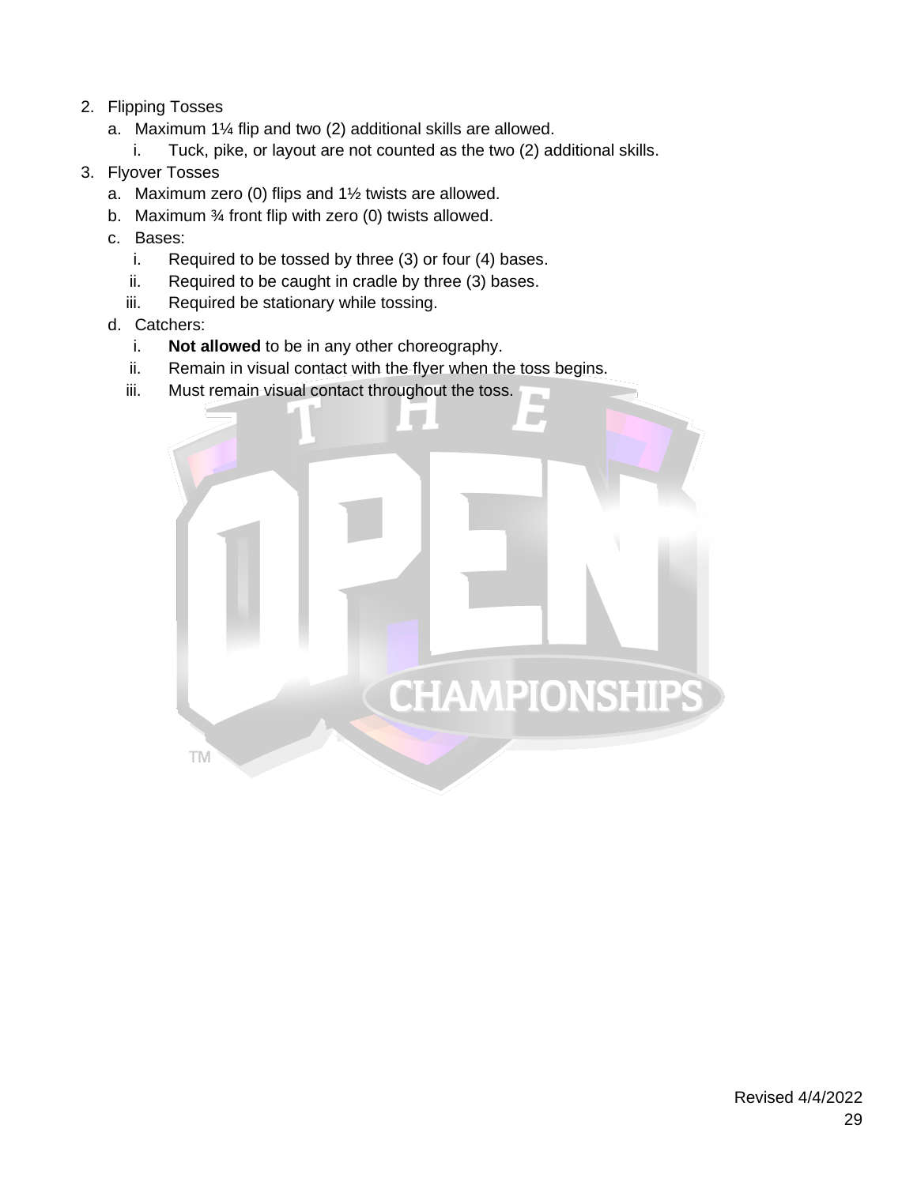2. Flipping Tosses
    a. Maximum 1¼ flip and two (2) additional skills are allowed.
        i. Tuck, pike, or layout are not counted as the two (2) additional skills.
3. Flyover Tosses
    a. Maximum zero (0) flips and 1½ twists are allowed.
    b. Maximum ¾ front flip with zero (0) twists allowed.
    c. Bases:
        i. Required to be tossed by three (3) or four (4) bases.
        ii. Required to be caught in cradle by three (3) bases.
        iii. Required be stationary while tossing.
    d. Catchers:
        i. **Not allowed** to be in any other choreography.
        ii. Remain in visual contact with the flyer when the toss begins.
        iii. Must remain visual contact throughout the toss.

Revised 4/4/2022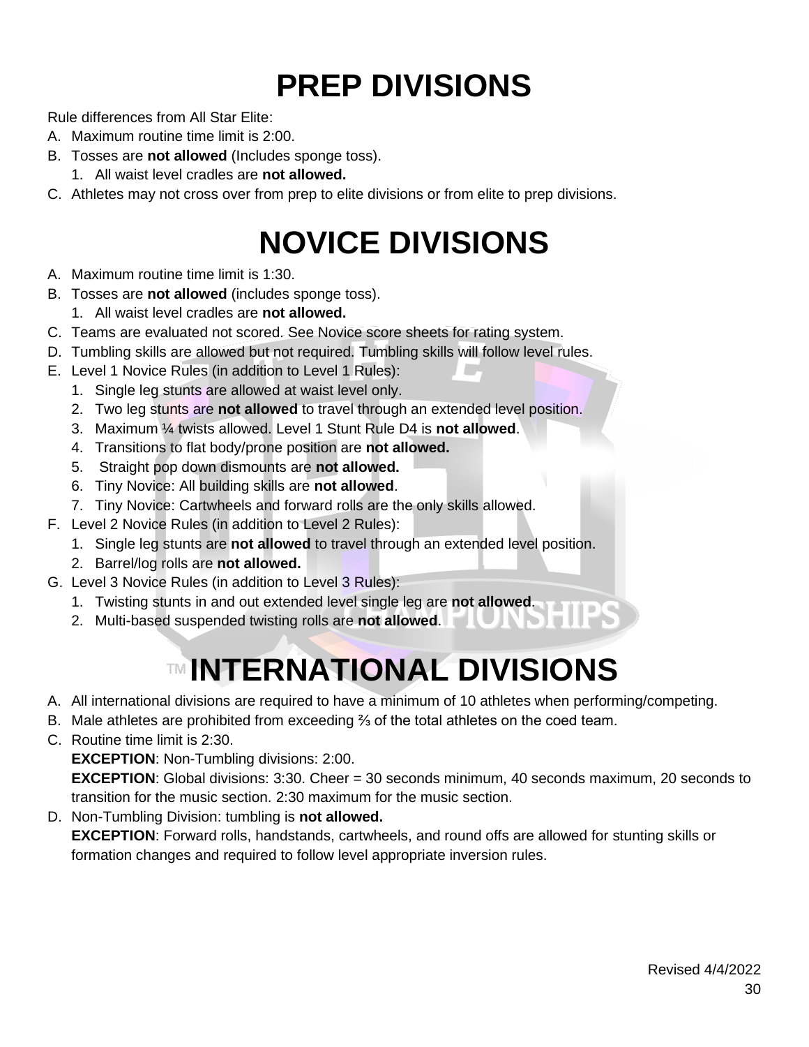# PREP DIVISIONS

Rule differences from All Star Elite:

A. Maximum routine time limit is 2:00.
B. Tosses are **not allowed** (Includes sponge toss).
   1. All waist level cradles are **not allowed.**
C. Athletes may not cross over from prep to elite divisions or from elite to prep divisions.

# NOVICE DIVISIONS

A. Maximum routine time limit is 1:30.
B. Tosses are **not allowed** (includes sponge toss).
   1. All waist level cradles are **not allowed.**
C. Teams are evaluated not scored. See Novice score sheets for rating system.
D. Tumbling skills are allowed but not required. Tumbling skills will follow level rules.
E. Level 1 Novice Rules (in addition to Level 1 Rules):
   1. Single leg stunts are allowed at waist level only.
   2. Two leg stunts are **not allowed** to travel through an extended level position.
   3. Maximum ¼ twists allowed. Level 1 Stunt Rule D4 is **not allowed**.
   4. Transitions to flat body/prone position are **not allowed.**
   5. Straight pop down dismounts are **not allowed.**
   6. Tiny Novice: All building skills are **not allowed**.
   7. Tiny Novice: Cartwheels and forward rolls are the only skills allowed.
F. Level 2 Novice Rules (in addition to Level 2 Rules):
   1. Single leg stunts are **not allowed** to travel through an extended level position.
   2. Barrel/log rolls are **not allowed.**
G. Level 3 Novice Rules (in addition to Level 3 Rules):
   1. Twisting stunts in and out extended level single leg are **not allowed**.
   2. Multi-based suspended twisting rolls are **not allowed**.

# INTERNATIONAL DIVISIONS

A. All international divisions are required to have a minimum of 10 athletes when performing/competing.
B. Male athletes are prohibited from exceeding ⅔ of the total athletes on the coed team.
C. Routine time limit is 2:30.
   **EXCEPTION**: Non-Tumbling divisions: 2:00.
   **EXCEPTION**: Global divisions: 3:30. Cheer = 30 seconds minimum, 40 seconds maximum, 20 seconds to transition for the music section. 2:30 maximum for the music section.
D. Non-Tumbling Division: tumbling is **not allowed.**
   **EXCEPTION**: Forward rolls, handstands, cartwheels, and round offs are allowed for stunting skills or formation changes and required to follow level appropriate inversion rules.

Revised 4/4/2022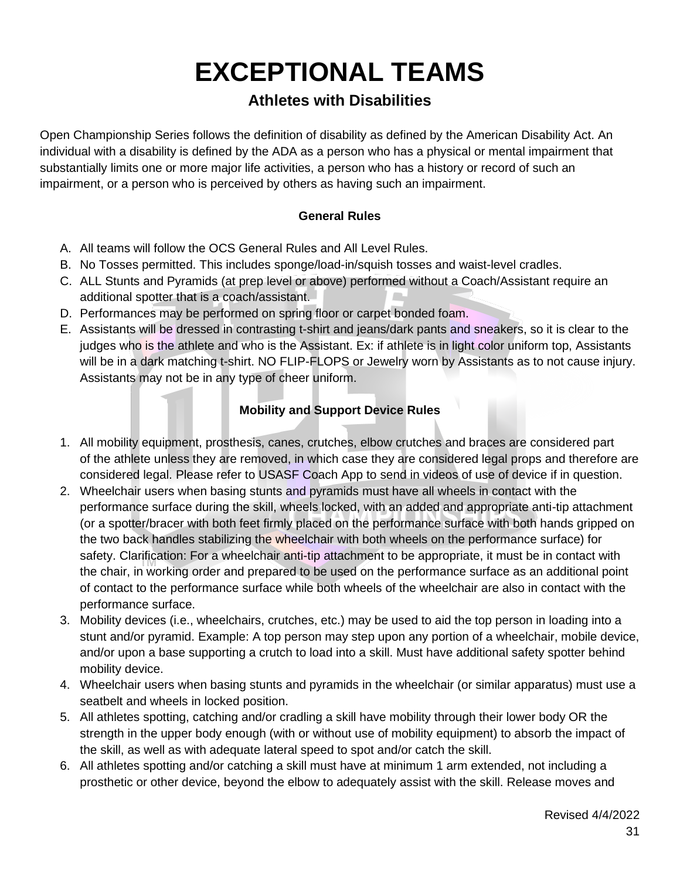# EXCEPTIONAL TEAMS

## Athletes with Disabilities

Open Championship Series follows the definition of disability as defined by the American Disability Act. An individual with a disability is defined by the ADA as a person who has a physical or mental impairment that substantially limits one or more major life activities, a person who has a history or record of such an impairment, or a person who is perceived by others as having such an impairment.

### General Rules

A. All teams will follow the OCS General Rules and All Level Rules.
B. No Tosses permitted. This includes sponge/load-in/squish tosses and waist-level cradles.
C. ALL Stunts and Pyramids (at prep level or above) performed without a Coach/Assistant require an additional spotter that is a coach/assistant.
D. Performances may be performed on spring floor or carpet bonded foam.
E. Assistants will be dressed in contrasting t-shirt and jeans/dark pants and sneakers, so it is clear to the judges who is the athlete and who is the Assistant. Ex: if athlete is in light color uniform top, Assistants will be in a dark matching t-shirt. NO FLIP-FLOPS or Jewelry worn by Assistants as to not cause injury. Assistants may not be in any type of cheer uniform.

### Mobility and Support Device Rules

1. All mobility equipment, prosthesis, canes, crutches, elbow crutches and braces are considered part of the athlete unless they are removed, in which case they are considered legal props and therefore are considered legal. Please refer to USASF Coach App to send in videos of use of device if in question.
2. Wheelchair users when basing stunts and pyramids must have all wheels in contact with the performance surface during the skill, wheels locked, with an added and appropriate anti-tip attachment (or a spotter/bracer with both feet firmly placed on the performance surface with both hands gripped on the two back handles stabilizing the wheelchair with both wheels on the performance surface) for safety. Clarification: For a wheelchair anti-tip attachment to be appropriate, it must be in contact with the chair, in working order and prepared to be used on the performance surface as an additional point of contact to the performance surface while both wheels of the wheelchair are also in contact with the performance surface.
3. Mobility devices (i.e., wheelchairs, crutches, etc.) may be used to aid the top person in loading into a stunt and/or pyramid. Example: A top person may step upon any portion of a wheelchair, mobile device, and/or upon a base supporting a crutch to load into a skill. Must have additional safety spotter behind mobility device.
4. Wheelchair users when basing stunts and pyramids in the wheelchair (or similar apparatus) must use a seatbelt and wheels in locked position.
5. All athletes spotting, catching and/or cradling a skill have mobility through their lower body OR the strength in the upper body enough (with or without use of mobility equipment) to absorb the impact of the skill, as well as with adequate lateral speed to spot and/or catch the skill.
6. All athletes spotting and/or catching a skill must have at minimum 1 arm extended, not including a prosthetic or other device, beyond the elbow to adequately assist with the skill. Release moves and

Revised 4/4/2022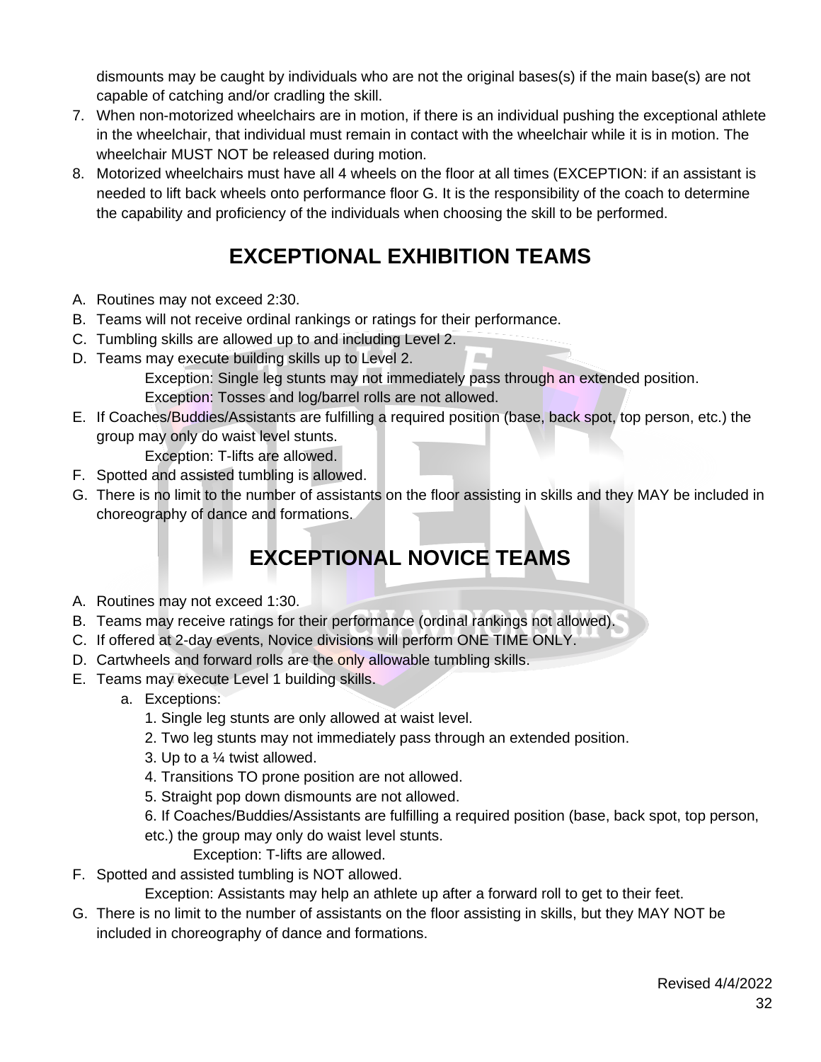dismounts may be caught by individuals who are not the original bases(s) if the main base(s) are not capable of catching and/or cradling the skill.

7. When non-motorized wheelchairs are in motion, if there is an individual pushing the exceptional athlete in the wheelchair, that individual must remain in contact with the wheelchair while it is in motion. The wheelchair MUST NOT be released during motion.
8. Motorized wheelchairs must have all 4 wheels on the floor at all times (EXCEPTION: if an assistant is needed to lift back wheels onto performance floor G. It is the responsibility of the coach to determine the capability and proficiency of the individuals when choosing the skill to be performed.

## EXCEPTIONAL EXHIBITION TEAMS

A. Routines may not exceed 2:30.
B. Teams will not receive ordinal rankings or ratings for their performance.
C. Tumbling skills are allowed up to and including Level 2.
D. Teams may execute building skills up to Level 2.
   - Exception: Single leg stunts may not immediately pass through an extended position.
   - Exception: Tosses and log/barrel rolls are not allowed.
E. If Coaches/Buddies/Assistants are fulfilling a required position (base, back spot, top person, etc.) the group may only do waist level stunts.
   - Exception: T-lifts are allowed.
F. Spotted and assisted tumbling is allowed.
G. There is no limit to the number of assistants on the floor assisting in skills and they MAY be included in choreography of dance and formations.

## EXCEPTIONAL NOVICE TEAMS

A. Routines may not exceed 1:30.
B. Teams may receive ratings for their performance (ordinal rankings not allowed).
C. If offered at 2-day events, Novice divisions will perform ONE TIME ONLY.
D. Cartwheels and forward rolls are the only allowable tumbling skills.
E. Teams may execute Level 1 building skills.
   a. Exceptions:
      1. Single leg stunts are only allowed at waist level.
      2. Two leg stunts may not immediately pass through an extended position.
      3. Up to a ¼ twist allowed.
      4. Transitions TO prone position are not allowed.
      5. Straight pop down dismounts are not allowed.
      6. If Coaches/Buddies/Assistants are fulfilling a required position (base, back spot, top person, etc.) the group may only do waist level stunts.
         - Exception: T-lifts are allowed.
F. Spotted and assisted tumbling is NOT allowed.
   - Exception: Assistants may help an athlete up after a forward roll to get to their feet.
G. There is no limit to the number of assistants on the floor assisting in skills, but they MAY NOT be included in choreography of dance and formations.

Revised 4/4/2022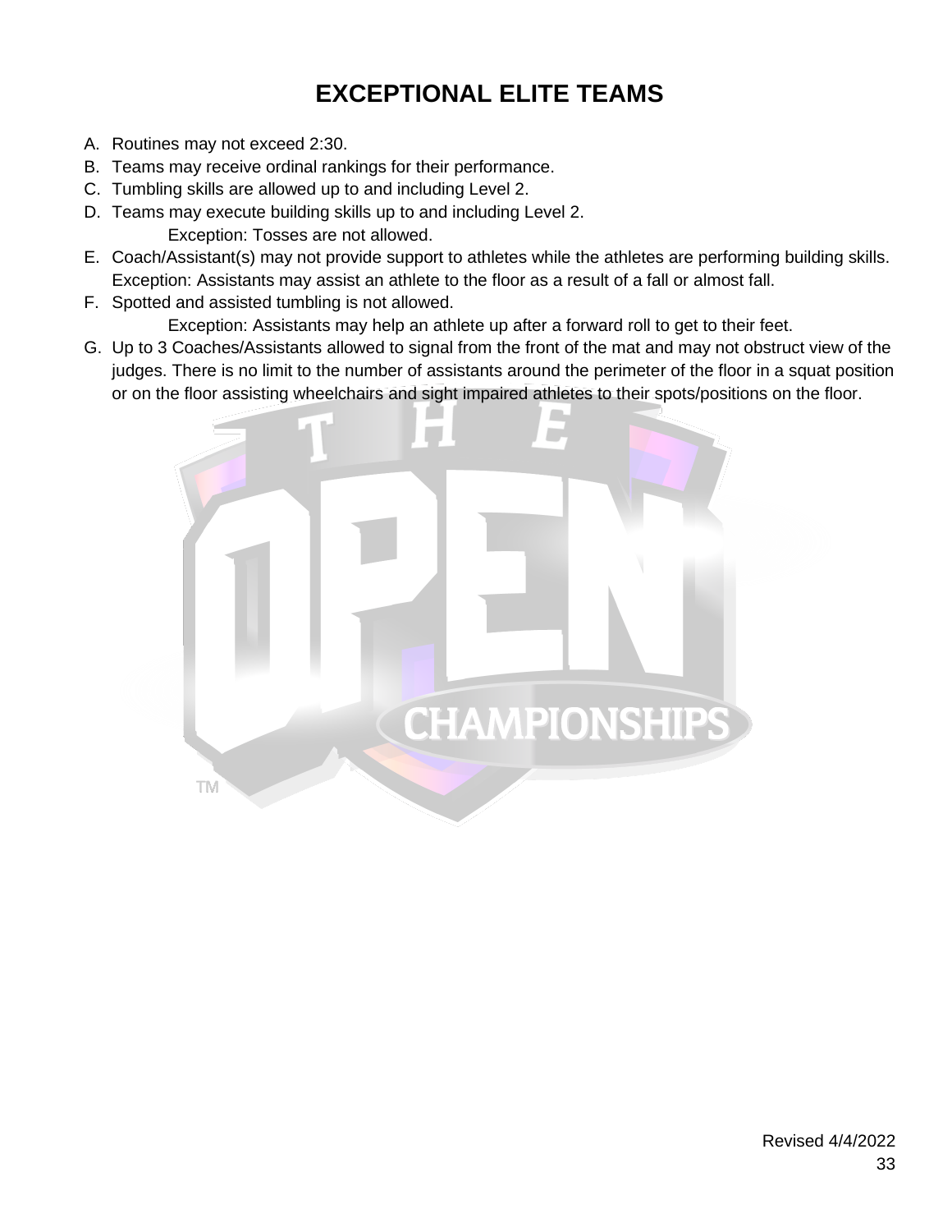# EXCEPTIONAL ELITE TEAMS

A. Routines may not exceed 2:30.
B. Teams may receive ordinal rankings for their performance.
C. Tumbling skills are allowed up to and including Level 2.
D. Teams may execute building skills up to and including Level 2.
    Exception: Tosses are not allowed.
E. Coach/Assistant(s) may not provide support to athletes while the athletes are performing building skills. Exception: Assistants may assist an athlete to the floor as a result of a fall or almost fall.
F. Spotted and assisted tumbling is not allowed.
    Exception: Assistants may help an athlete up after a forward roll to get to their feet.
G. Up to 3 Coaches/Assistants allowed to signal from the front of the mat and may not obstruct view of the judges. There is no limit to the number of assistants around the perimeter of the floor in a squat position or on the floor assisting wheelchairs and sight impaired athletes to their spots/positions on the floor.

Revised 4/4/2022